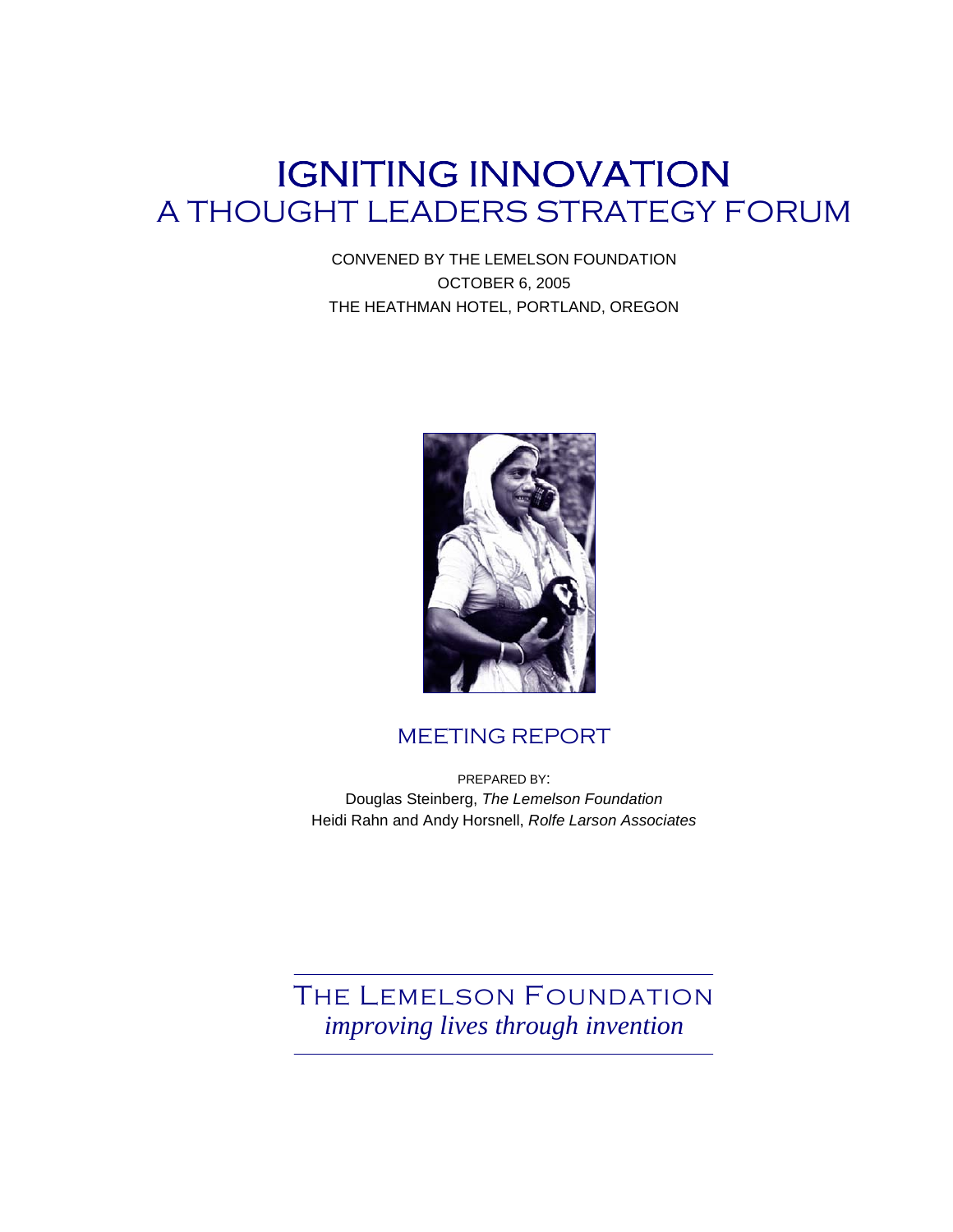# IGNITING INNOVATION
## A THOUGHT LEADERS STRATEGY FORUM

CONVENED BY THE LEMELSON FOUNDATION
OCTOBER 6, 2005
THE HEATHMAN HOTEL, PORTLAND, OREGON

## MEETING REPORT

PREPARED BY:
Douglas Steinberg, *The Lemelson Foundation*
Heidi Rahn and Andy Horsnell, *Rolfe Larson Associates*

THE LEMELSON FOUNDATION
*improving lives through invention*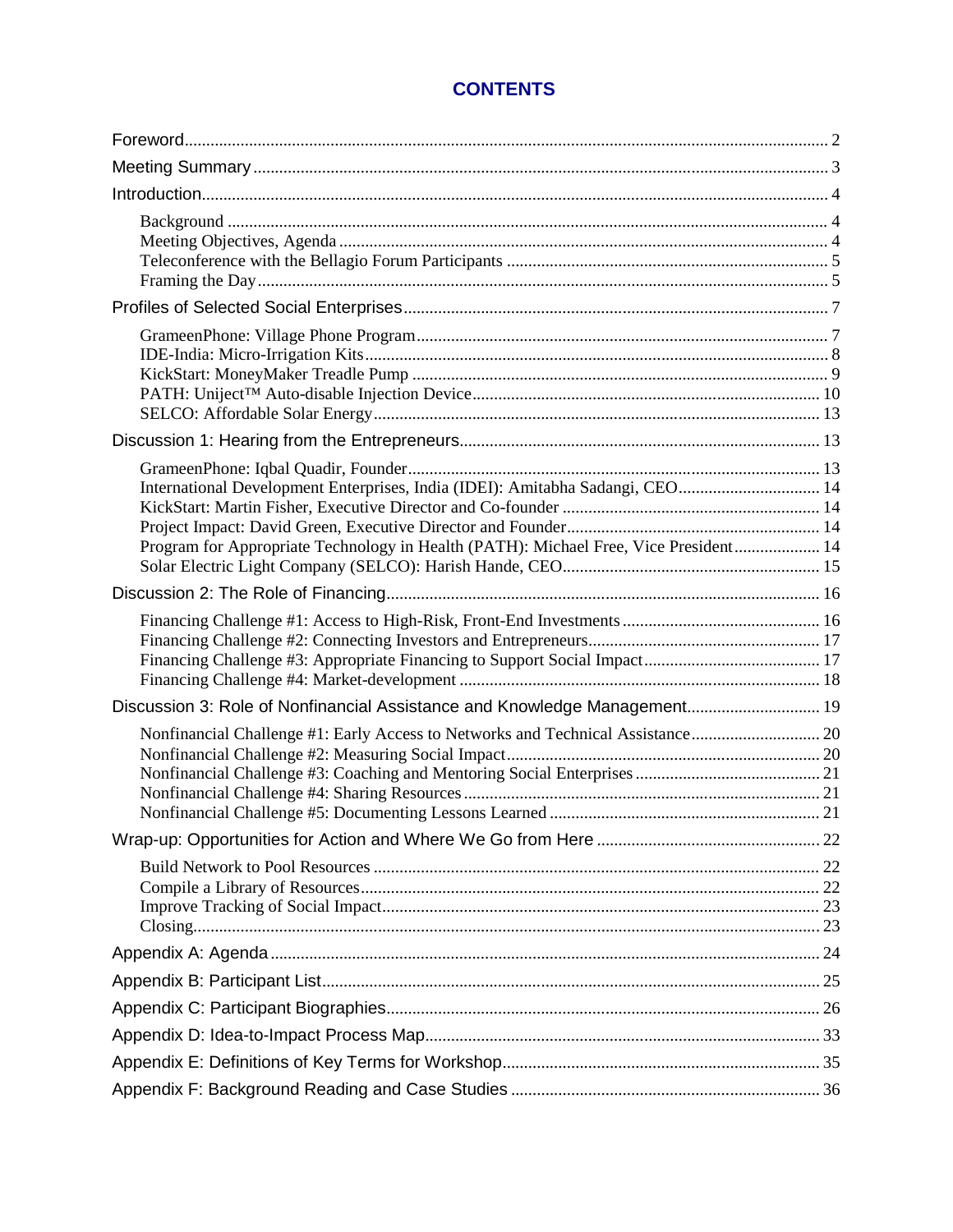# CONTENTS

Foreword ... 2

Meeting Summary ... 3

Introduction ... 4

- Background ... 4
- Meeting Objectives, Agenda ... 4
- Teleconference with the Bellagio Forum Participants ... 5
- Framing the Day ... 5

Profiles of Selected Social Enterprises ... 7

- GrameenPhone: Village Phone Program ... 7
- IDE-India: Micro-Irrigation Kits ... 8
- KickStart: MoneyMaker Treadle Pump ... 9
- PATH: Uniject™ Auto-disable Injection Device ... 10
- SELCO: Affordable Solar Energy ... 13

Discussion 1: Hearing from the Entrepreneurs ... 13

- GrameenPhone: Iqbal Quadir, Founder ... 13
- International Development Enterprises, India (IDEI): Amitabha Sadangi, CEO ... 14
- KickStart: Martin Fisher, Executive Director and Co-founder ... 14
- Project Impact: David Green, Executive Director and Founder ... 14
- Program for Appropriate Technology in Health (PATH): Michael Free, Vice President ... 14
- Solar Electric Light Company (SELCO): Harish Hande, CEO ... 15

Discussion 2: The Role of Financing ... 16

- Financing Challenge #1: Access to High-Risk, Front-End Investments ... 16
- Financing Challenge #2: Connecting Investors and Entrepreneurs ... 17
- Financing Challenge #3: Appropriate Financing to Support Social Impact ... 17
- Financing Challenge #4: Market-development ... 18

Discussion 3: Role of Nonfinancial Assistance and Knowledge Management ... 19

- Nonfinancial Challenge #1: Early Access to Networks and Technical Assistance ... 20
- Nonfinancial Challenge #2: Measuring Social Impact ... 20
- Nonfinancial Challenge #3: Coaching and Mentoring Social Enterprises ... 21
- Nonfinancial Challenge #4: Sharing Resources ... 21
- Nonfinancial Challenge #5: Documenting Lessons Learned ... 21

Wrap-up: Opportunities for Action and Where We Go from Here ... 22

- Build Network to Pool Resources ... 22
- Compile a Library of Resources ... 22
- Improve Tracking of Social Impact ... 23
- Closing ... 23

Appendix A: Agenda ... 24

Appendix B: Participant List ... 25

Appendix C: Participant Biographies ... 26

Appendix D: Idea-to-Impact Process Map ... 33

Appendix E: Definitions of Key Terms for Workshop ... 35

Appendix F: Background Reading and Case Studies ... 36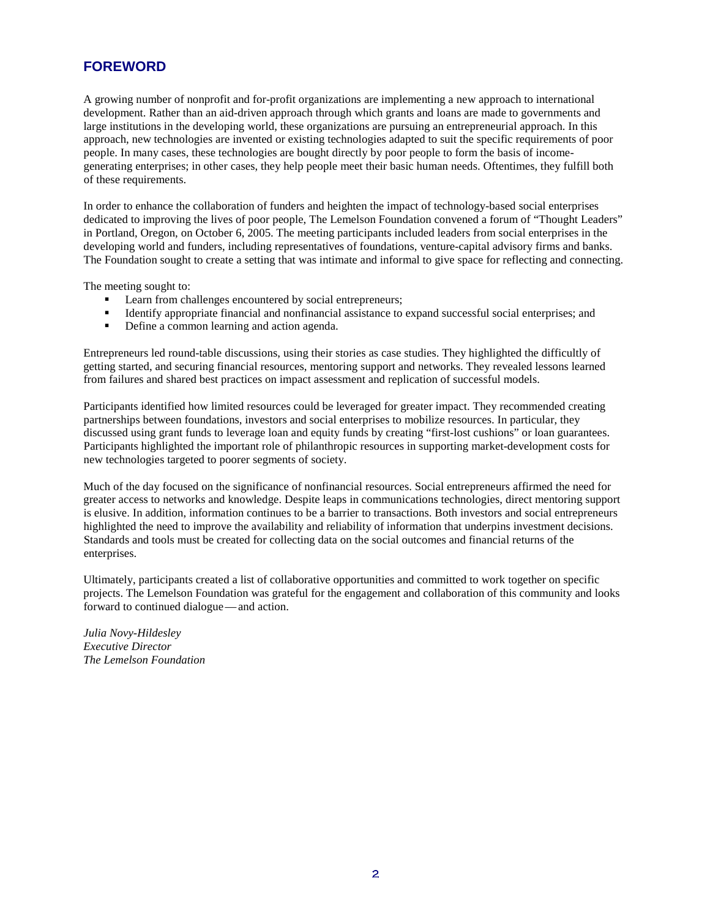## FOREWORD

A growing number of nonprofit and for-profit organizations are implementing a new approach to international development. Rather than an aid-driven approach through which grants and loans are made to governments and large institutions in the developing world, these organizations are pursuing an entrepreneurial approach. In this approach, new technologies are invented or existing technologies adapted to suit the specific requirements of poor people. In many cases, these technologies are bought directly by poor people to form the basis of income-generating enterprises; in other cases, they help people meet their basic human needs. Oftentimes, they fulfill both of these requirements.

In order to enhance the collaboration of funders and heighten the impact of technology-based social enterprises dedicated to improving the lives of poor people, The Lemelson Foundation convened a forum of "Thought Leaders" in Portland, Oregon, on October 6, 2005. The meeting participants included leaders from social enterprises in the developing world and funders, including representatives of foundations, venture-capital advisory firms and banks. The Foundation sought to create a setting that was intimate and informal to give space for reflecting and connecting.

The meeting sought to:

- Learn from challenges encountered by social entrepreneurs;
- Identify appropriate financial and nonfinancial assistance to expand successful social enterprises; and
- Define a common learning and action agenda.

Entrepreneurs led round-table discussions, using their stories as case studies. They highlighted the difficultly of getting started, and securing financial resources, mentoring support and networks. They revealed lessons learned from failures and shared best practices on impact assessment and replication of successful models.

Participants identified how limited resources could be leveraged for greater impact. They recommended creating partnerships between foundations, investors and social enterprises to mobilize resources. In particular, they discussed using grant funds to leverage loan and equity funds by creating "first-lost cushions" or loan guarantees. Participants highlighted the important role of philanthropic resources in supporting market-development costs for new technologies targeted to poorer segments of society.

Much of the day focused on the significance of nonfinancial resources. Social entrepreneurs affirmed the need for greater access to networks and knowledge. Despite leaps in communications technologies, direct mentoring support is elusive. In addition, information continues to be a barrier to transactions. Both investors and social entrepreneurs highlighted the need to improve the availability and reliability of information that underpins investment decisions. Standards and tools must be created for collecting data on the social outcomes and financial returns of the enterprises.

Ultimately, participants created a list of collaborative opportunities and committed to work together on specific projects. The Lemelson Foundation was grateful for the engagement and collaboration of this community and looks forward to continued dialogue — and action.

*Julia Novy-Hildesley*
*Executive Director*
*The Lemelson Foundation*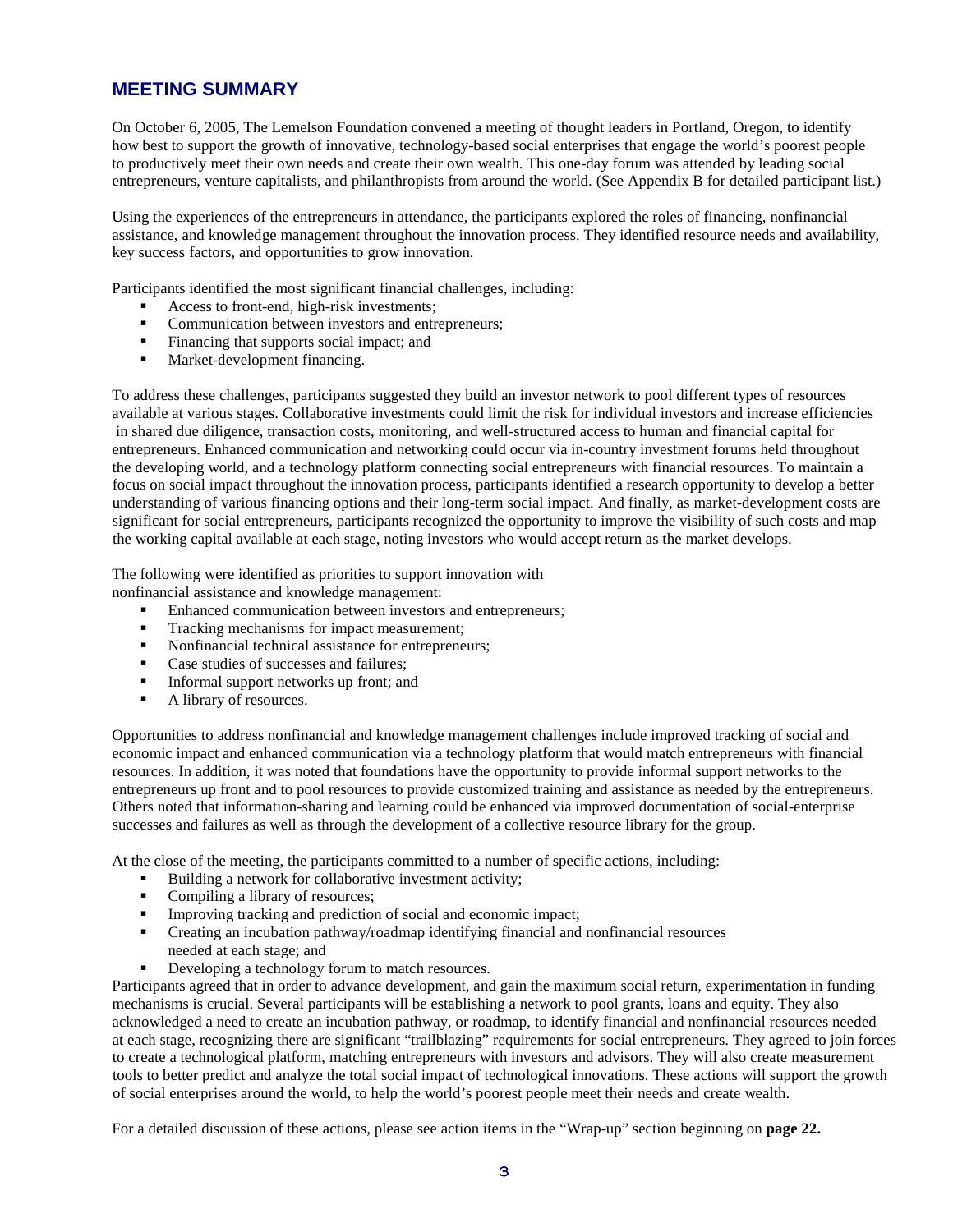## MEETING SUMMARY

On October 6, 2005, The Lemelson Foundation convened a meeting of thought leaders in Portland, Oregon, to identify how best to support the growth of innovative, technology-based social enterprises that engage the world's poorest people to productively meet their own needs and create their own wealth. This one-day forum was attended by leading social entrepreneurs, venture capitalists, and philanthropists from around the world. (See Appendix B for detailed participant list.)

Using the experiences of the entrepreneurs in attendance, the participants explored the roles of financing, nonfinancial assistance, and knowledge management throughout the innovation process. They identified resource needs and availability, key success factors, and opportunities to grow innovation.

Participants identified the most significant financial challenges, including:

- Access to front-end, high-risk investments;
- Communication between investors and entrepreneurs;
- Financing that supports social impact; and
- Market-development financing.

To address these challenges, participants suggested they build an investor network to pool different types of resources available at various stages. Collaborative investments could limit the risk for individual investors and increase efficiencies in shared due diligence, transaction costs, monitoring, and well-structured access to human and financial capital for entrepreneurs. Enhanced communication and networking could occur via in-country investment forums held throughout the developing world, and a technology platform connecting social entrepreneurs with financial resources. To maintain a focus on social impact throughout the innovation process, participants identified a research opportunity to develop a better understanding of various financing options and their long-term social impact. And finally, as market-development costs are significant for social entrepreneurs, participants recognized the opportunity to improve the visibility of such costs and map the working capital available at each stage, noting investors who would accept return as the market develops.

The following were identified as priorities to support innovation with nonfinancial assistance and knowledge management:

- Enhanced communication between investors and entrepreneurs;
- Tracking mechanisms for impact measurement;
- Nonfinancial technical assistance for entrepreneurs;
- Case studies of successes and failures;
- Informal support networks up front; and
- A library of resources.

Opportunities to address nonfinancial and knowledge management challenges include improved tracking of social and economic impact and enhanced communication via a technology platform that would match entrepreneurs with financial resources. In addition, it was noted that foundations have the opportunity to provide informal support networks to the entrepreneurs up front and to pool resources to provide customized training and assistance as needed by the entrepreneurs. Others noted that information-sharing and learning could be enhanced via improved documentation of social-enterprise successes and failures as well as through the development of a collective resource library for the group.

At the close of the meeting, the participants committed to a number of specific actions, including:

- Building a network for collaborative investment activity;
- Compiling a library of resources;
- Improving tracking and prediction of social and economic impact;
- Creating an incubation pathway/roadmap identifying financial and nonfinancial resources needed at each stage; and
- Developing a technology forum to match resources.

Participants agreed that in order to advance development, and gain the maximum social return, experimentation in funding mechanisms is crucial. Several participants will be establishing a network to pool grants, loans and equity. They also acknowledged a need to create an incubation pathway, or roadmap, to identify financial and nonfinancial resources needed at each stage, recognizing there are significant "trailblazing" requirements for social entrepreneurs. They agreed to join forces to create a technological platform, matching entrepreneurs with investors and advisors. They will also create measurement tools to better predict and analyze the total social impact of technological innovations. These actions will support the growth of social enterprises around the world, to help the world's poorest people meet their needs and create wealth.

For a detailed discussion of these actions, please see action items in the "Wrap-up" section beginning on **page 22.**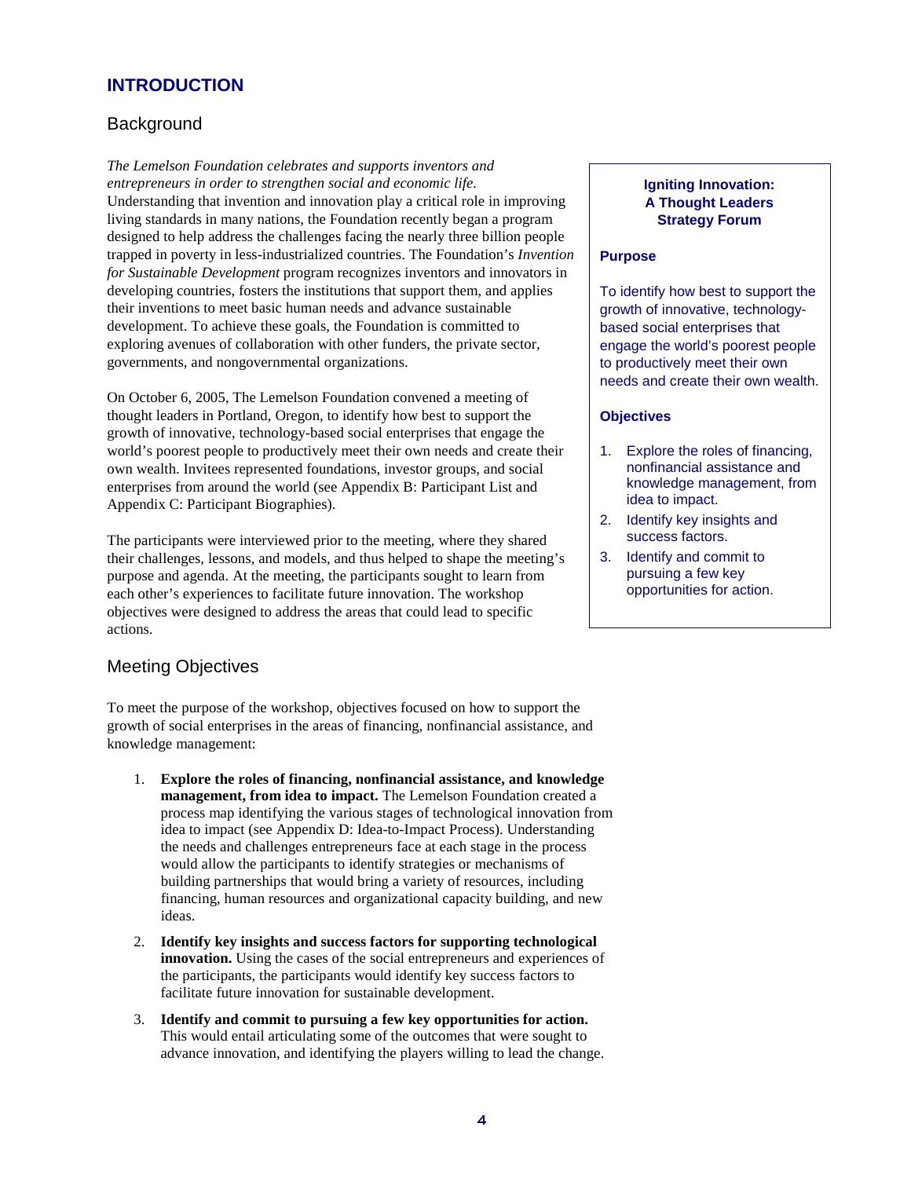# INTRODUCTION

## Background

*The Lemelson Foundation celebrates and supports inventors and entrepreneurs in order to strengthen social and economic life.* Understanding that invention and innovation play a critical role in improving living standards in many nations, the Foundation recently began a program designed to help address the challenges facing the nearly three billion people trapped in poverty in less-industrialized countries. The Foundation's *Invention for Sustainable Development* program recognizes inventors and innovators in developing countries, fosters the institutions that support them, and applies their inventions to meet basic human needs and advance sustainable development. To achieve these goals, the Foundation is committed to exploring avenues of collaboration with other funders, the private sector, governments, and nongovernmental organizations.

On October 6, 2005, The Lemelson Foundation convened a meeting of thought leaders in Portland, Oregon, to identify how best to support the growth of innovative, technology-based social enterprises that engage the world's poorest people to productively meet their own needs and create their own wealth. Invitees represented foundations, investor groups, and social enterprises from around the world (see Appendix B: Participant List and Appendix C: Participant Biographies).

The participants were interviewed prior to the meeting, where they shared their challenges, lessons, and models, and thus helped to shape the meeting's purpose and agenda. At the meeting, the participants sought to learn from each other's experiences to facilitate future innovation. The workshop objectives were designed to address the areas that could lead to specific actions.

> **Igniting Innovation: A Thought Leaders Strategy Forum**
>
> **Purpose**
>
> To identify how best to support the growth of innovative, technology-based social enterprises that engage the world's poorest people to productively meet their own needs and create their own wealth.
>
> **Objectives**
>
> 1. Explore the roles of financing, nonfinancial assistance and knowledge management, from idea to impact.
> 2. Identify key insights and success factors.
> 3. Identify and commit to pursuing a few key opportunities for action.

## Meeting Objectives

To meet the purpose of the workshop, objectives focused on how to support the growth of social enterprises in the areas of financing, nonfinancial assistance, and knowledge management:

1. **Explore the roles of financing, nonfinancial assistance, and knowledge management, from idea to impact.** The Lemelson Foundation created a process map identifying the various stages of technological innovation from idea to impact (see Appendix D: Idea-to-Impact Process). Understanding the needs and challenges entrepreneurs face at each stage in the process would allow the participants to identify strategies or mechanisms of building partnerships that would bring a variety of resources, including financing, human resources and organizational capacity building, and new ideas.
2. **Identify key insights and success factors for supporting technological innovation.** Using the cases of the social entrepreneurs and experiences of the participants, the participants would identify key success factors to facilitate future innovation for sustainable development.
3. **Identify and commit to pursuing a few key opportunities for action.** This would entail articulating some of the outcomes that were sought to advance innovation, and identifying the players willing to lead the change.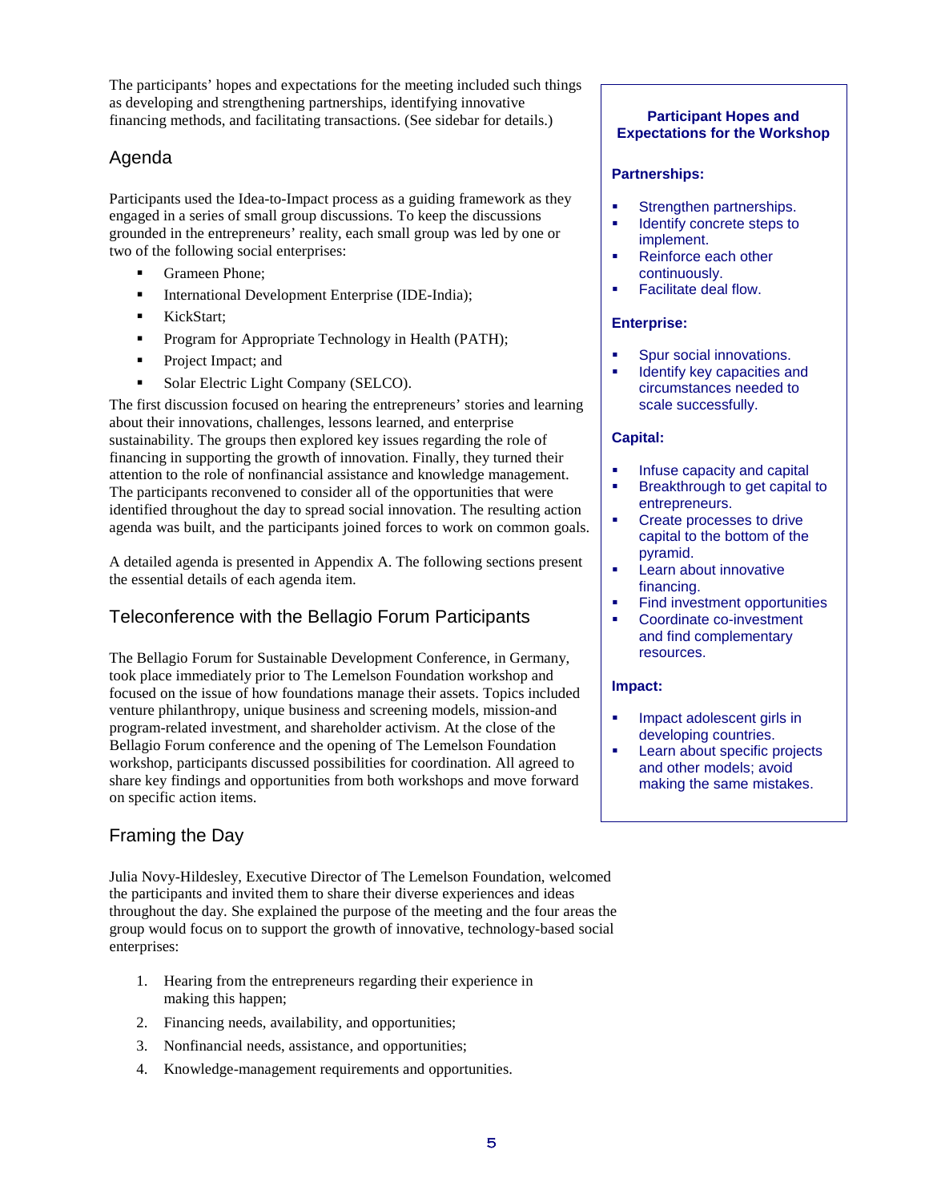The participants' hopes and expectations for the meeting included such things as developing and strengthening partnerships, identifying innovative financing methods, and facilitating transactions. (See sidebar for details.)

## Agenda

Participants used the Idea-to-Impact process as a guiding framework as they engaged in a series of small group discussions. To keep the discussions grounded in the entrepreneurs' reality, each small group was led by one or two of the following social enterprises:

- Grameen Phone;
- International Development Enterprise (IDE-India);
- KickStart;
- Program for Appropriate Technology in Health (PATH);
- Project Impact; and
- Solar Electric Light Company (SELCO).

The first discussion focused on hearing the entrepreneurs' stories and learning about their innovations, challenges, lessons learned, and enterprise sustainability. The groups then explored key issues regarding the role of financing in supporting the growth of innovation. Finally, they turned their attention to the role of nonfinancial assistance and knowledge management. The participants reconvened to consider all of the opportunities that were identified throughout the day to spread social innovation. The resulting action agenda was built, and the participants joined forces to work on common goals.

A detailed agenda is presented in Appendix A. The following sections present the essential details of each agenda item.

## Teleconference with the Bellagio Forum Participants

The Bellagio Forum for Sustainable Development Conference, in Germany, took place immediately prior to The Lemelson Foundation workshop and focused on the issue of how foundations manage their assets. Topics included venture philanthropy, unique business and screening models, mission-and program-related investment, and shareholder activism. At the close of the Bellagio Forum conference and the opening of The Lemelson Foundation workshop, participants discussed possibilities for coordination. All agreed to share key findings and opportunities from both workshops and move forward on specific action items.

## Framing the Day

Julia Novy-Hildesley, Executive Director of The Lemelson Foundation, welcomed the participants and invited them to share their diverse experiences and ideas throughout the day. She explained the purpose of the meeting and the four areas the group would focus on to support the growth of innovative, technology-based social enterprises:

1. Hearing from the entrepreneurs regarding their experience in making this happen;
2. Financing needs, availability, and opportunities;
3. Nonfinancial needs, assistance, and opportunities;
4. Knowledge-management requirements and opportunities.

### Participant Hopes and Expectations for the Workshop

**Partnerships:**

- Strengthen partnerships.
- Identify concrete steps to implement.
- Reinforce each other continuously.
- Facilitate deal flow.

**Enterprise:**

- Spur social innovations.
- Identify key capacities and circumstances needed to scale successfully.

**Capital:**

- Infuse capacity and capital
- Breakthrough to get capital to entrepreneurs.
- Create processes to drive capital to the bottom of the pyramid.
- Learn about innovative financing.
- Find investment opportunities
- Coordinate co-investment and find complementary resources.

**Impact:**

- Impact adolescent girls in developing countries.
- Learn about specific projects and other models; avoid making the same mistakes.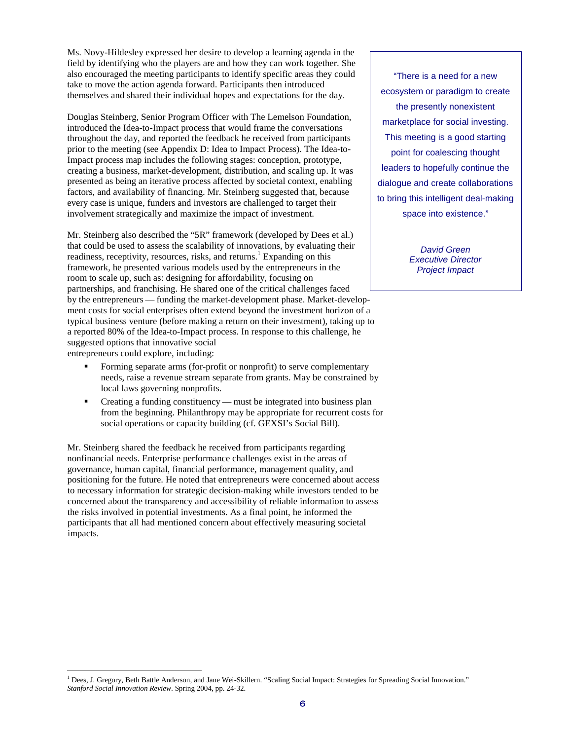Ms. Novy-Hildesley expressed her desire to develop a learning agenda in the field by identifying who the players are and how they can work together. She also encouraged the meeting participants to identify specific areas they could take to move the action agenda forward. Participants then introduced themselves and shared their individual hopes and expectations for the day.

> "There is a need for a new ecosystem or paradigm to create the presently nonexistent marketplace for social investing. This meeting is a good starting point for coalescing thought leaders to hopefully continue the dialogue and create collaborations to bring this intelligent deal-making space into existence."
>
> *David Green*
> *Executive Director*
> *Project Impact*

Douglas Steinberg, Senior Program Officer with The Lemelson Foundation, introduced the Idea-to-Impact process that would frame the conversations throughout the day, and reported the feedback he received from participants prior to the meeting (see Appendix D: Idea to Impact Process). The Idea-to-Impact process map includes the following stages: conception, prototype, creating a business, market-development, distribution, and scaling up. It was presented as being an iterative process affected by societal context, enabling factors, and availability of financing. Mr. Steinberg suggested that, because every case is unique, funders and investors are challenged to target their involvement strategically and maximize the impact of investment.

Mr. Steinberg also described the "5R" framework (developed by Dees et al.) that could be used to assess the scalability of innovations, by evaluating their readiness, receptivity, resources, risks, and returns.[1] Expanding on this framework, he presented various models used by the entrepreneurs in the room to scale up, such as: designing for affordability, focusing on partnerships, and franchising. He shared one of the critical challenges faced by the entrepreneurs — funding the market-development phase. Market-development costs for social enterprises often extend beyond the investment horizon of a typical business venture (before making a return on their investment), taking up to a reported 80% of the Idea-to-Impact process. In response to this challenge, he suggested options that innovative social entrepreneurs could explore, including:

- Forming separate arms (for-profit or nonprofit) to serve complementary needs, raise a revenue stream separate from grants. May be constrained by local laws governing nonprofits.
- Creating a funding constituency — must be integrated into business plan from the beginning. Philanthropy may be appropriate for recurrent costs for social operations or capacity building (cf. GEXSI's Social Bill).

Mr. Steinberg shared the feedback he received from participants regarding nonfinancial needs. Enterprise performance challenges exist in the areas of governance, human capital, financial performance, management quality, and positioning for the future. He noted that entrepreneurs were concerned about access to necessary information for strategic decision-making while investors tended to be concerned about the transparency and accessibility of reliable information to assess the risks involved in potential investments. As a final point, he informed the participants that all had mentioned concern about effectively measuring societal impacts.

---

[1] Dees, J. Gregory, Beth Battle Anderson, and Jane Wei-Skillern. "Scaling Social Impact: Strategies for Spreading Social Innovation." *Stanford Social Innovation Review*. Spring 2004, pp. 24-32.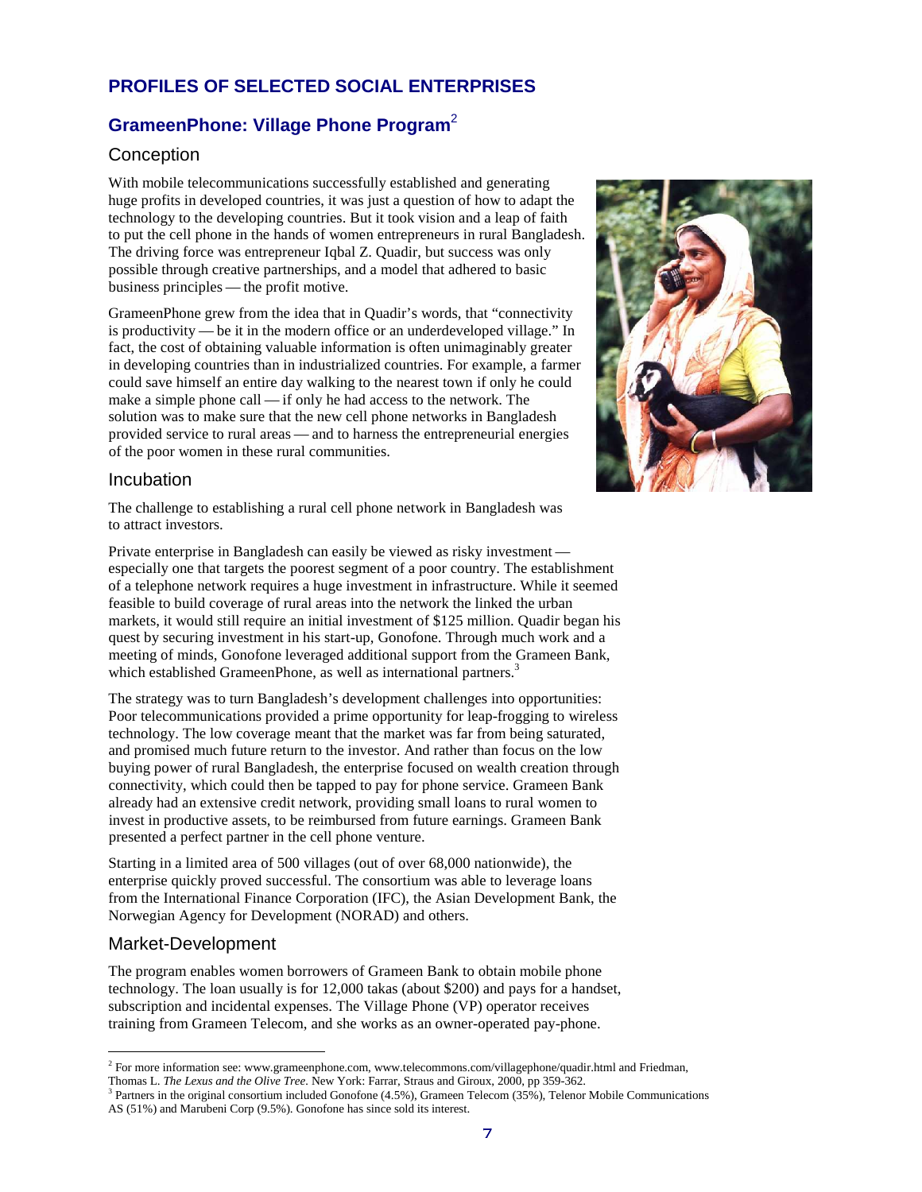## PROFILES OF SELECTED SOCIAL ENTERPRISES

### GrameenPhone: Village Phone Program[2]

#### Conception

With mobile telecommunications successfully established and generating huge profits in developed countries, it was just a question of how to adapt the technology to the developing countries. But it took vision and a leap of faith to put the cell phone in the hands of women entrepreneurs in rural Bangladesh. The driving force was entrepreneur Iqbal Z. Quadir, but success was only possible through creative partnerships, and a model that adhered to basic business principles — the profit motive.

GrameenPhone grew from the idea that in Quadir's words, that "connectivity is productivity — be it in the modern office or an underdeveloped village." In fact, the cost of obtaining valuable information is often unimaginably greater in developing countries than in industrialized countries. For example, a farmer could save himself an entire day walking to the nearest town if only he could make a simple phone call — if only he had access to the network. The solution was to make sure that the new cell phone networks in Bangladesh provided service to rural areas — and to harness the entrepreneurial energies of the poor women in these rural communities.

#### Incubation

The challenge to establishing a rural cell phone network in Bangladesh was to attract investors.

Private enterprise in Bangladesh can easily be viewed as risky investment — especially one that targets the poorest segment of a poor country. The establishment of a telephone network requires a huge investment in infrastructure. While it seemed feasible to build coverage of rural areas into the network the linked the urban markets, it would still require an initial investment of $125 million. Quadir began his quest by securing investment in his start-up, Gonofone. Through much work and a meeting of minds, Gonofone leveraged additional support from the Grameen Bank, which established GrameenPhone, as well as international partners.[3]

The strategy was to turn Bangladesh's development challenges into opportunities: Poor telecommunications provided a prime opportunity for leap-frogging to wireless technology. The low coverage meant that the market was far from being saturated, and promised much future return to the investor. And rather than focus on the low buying power of rural Bangladesh, the enterprise focused on wealth creation through connectivity, which could then be tapped to pay for phone service. Grameen Bank already had an extensive credit network, providing small loans to rural women to invest in productive assets, to be reimbursed from future earnings. Grameen Bank presented a perfect partner in the cell phone venture.

Starting in a limited area of 500 villages (out of over 68,000 nationwide), the enterprise quickly proved successful. The consortium was able to leverage loans from the International Finance Corporation (IFC), the Asian Development Bank, the Norwegian Agency for Development (NORAD) and others.

#### Market-Development

The program enables women borrowers of Grameen Bank to obtain mobile phone technology. The loan usually is for 12,000 takas (about $200) and pays for a handset, subscription and incidental expenses. The Village Phone (VP) operator receives training from Grameen Telecom, and she works as an owner-operated pay-phone.

---

[2] For more information see: www.grameenphone.com, www.telecommons.com/villagephone/quadir.html and Friedman, Thomas L. *The Lexus and the Olive Tree*. New York: Farrar, Straus and Giroux, 2000, pp 359-362.

[3] Partners in the original consortium included Gonofone (4.5%), Grameen Telecom (35%), Telenor Mobile Communications AS (51%) and Marubeni Corp (9.5%). Gonofone has since sold its interest.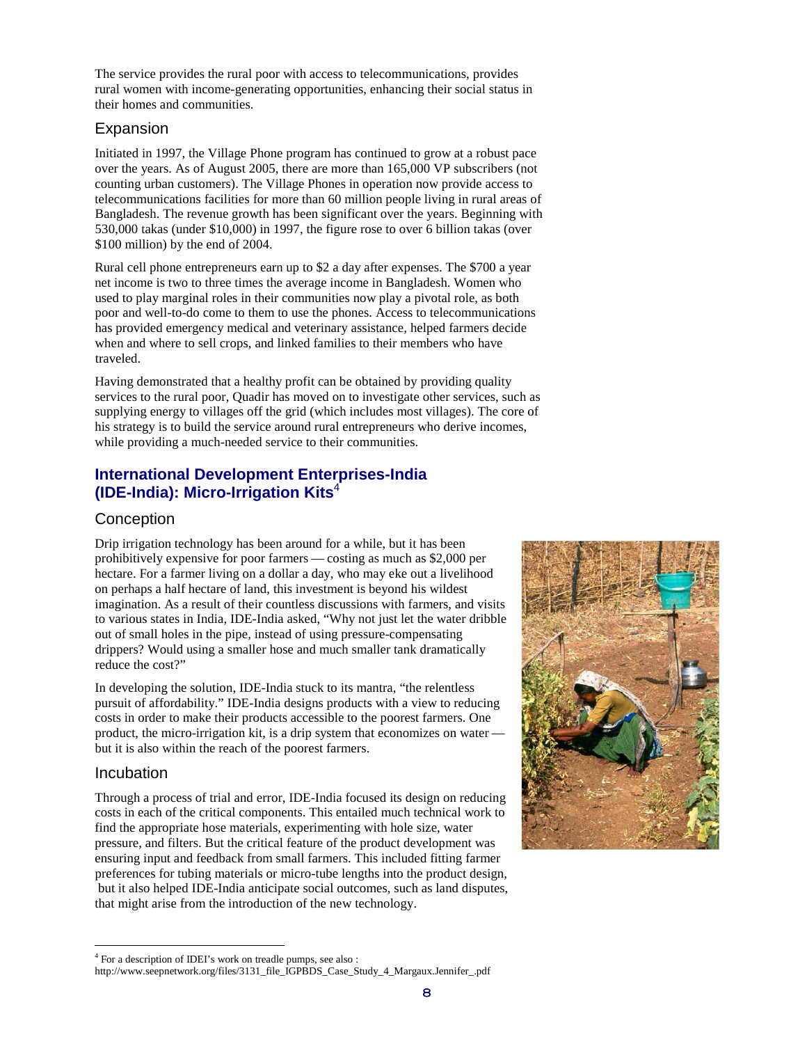The service provides the rural poor with access to telecommunications, provides rural women with income-generating opportunities, enhancing their social status in their homes and communities.

### Expansion

Initiated in 1997, the Village Phone program has continued to grow at a robust pace over the years. As of August 2005, there are more than 165,000 VP subscribers (not counting urban customers). The Village Phones in operation now provide access to telecommunications facilities for more than 60 million people living in rural areas of Bangladesh. The revenue growth has been significant over the years. Beginning with 530,000 takas (under $10,000) in 1997, the figure rose to over 6 billion takas (over $100 million) by the end of 2004.

Rural cell phone entrepreneurs earn up to $2 a day after expenses. The $700 a year net income is two to three times the average income in Bangladesh. Women who used to play marginal roles in their communities now play a pivotal role, as both poor and well-to-do come to them to use the phones. Access to telecommunications has provided emergency medical and veterinary assistance, helped farmers decide when and where to sell crops, and linked families to their members who have traveled.

Having demonstrated that a healthy profit can be obtained by providing quality services to the rural poor, Quadir has moved on to investigate other services, such as supplying energy to villages off the grid (which includes most villages). The core of his strategy is to build the service around rural entrepreneurs who derive incomes, while providing a much-needed service to their communities.

## International Development Enterprises-India (IDE-India): Micro-Irrigation Kits[4]

### Conception

Drip irrigation technology has been around for a while, but it has been prohibitively expensive for poor farmers — costing as much as $2,000 per hectare. For a farmer living on a dollar a day, who may eke out a livelihood on perhaps a half hectare of land, this investment is beyond his wildest imagination. As a result of their countless discussions with farmers, and visits to various states in India, IDE-India asked, "Why not just let the water dribble out of small holes in the pipe, instead of using pressure-compensating drippers? Would using a smaller hose and much smaller tank dramatically reduce the cost?"

In developing the solution, IDE-India stuck to its mantra, "the relentless pursuit of affordability." IDE-India designs products with a view to reducing costs in order to make their products accessible to the poorest farmers. One product, the micro-irrigation kit, is a drip system that economizes on water — but it is also within the reach of the poorest farmers.

### Incubation

Through a process of trial and error, IDE-India focused its design on reducing costs in each of the critical components. This entailed much technical work to find the appropriate hose materials, experimenting with hole size, water pressure, and filters. But the critical feature of the product development was ensuring input and feedback from small farmers. This included fitting farmer preferences for tubing materials or micro-tube lengths into the product design, but it also helped IDE-India anticipate social outcomes, such as land disputes, that might arise from the introduction of the new technology.

---

[4] For a description of IDEI's work on treadle pumps, see also : http://www.seepnetwork.org/files/3131_file_IGPBDS_Case_Study_4_Margaux.Jennifer_.pdf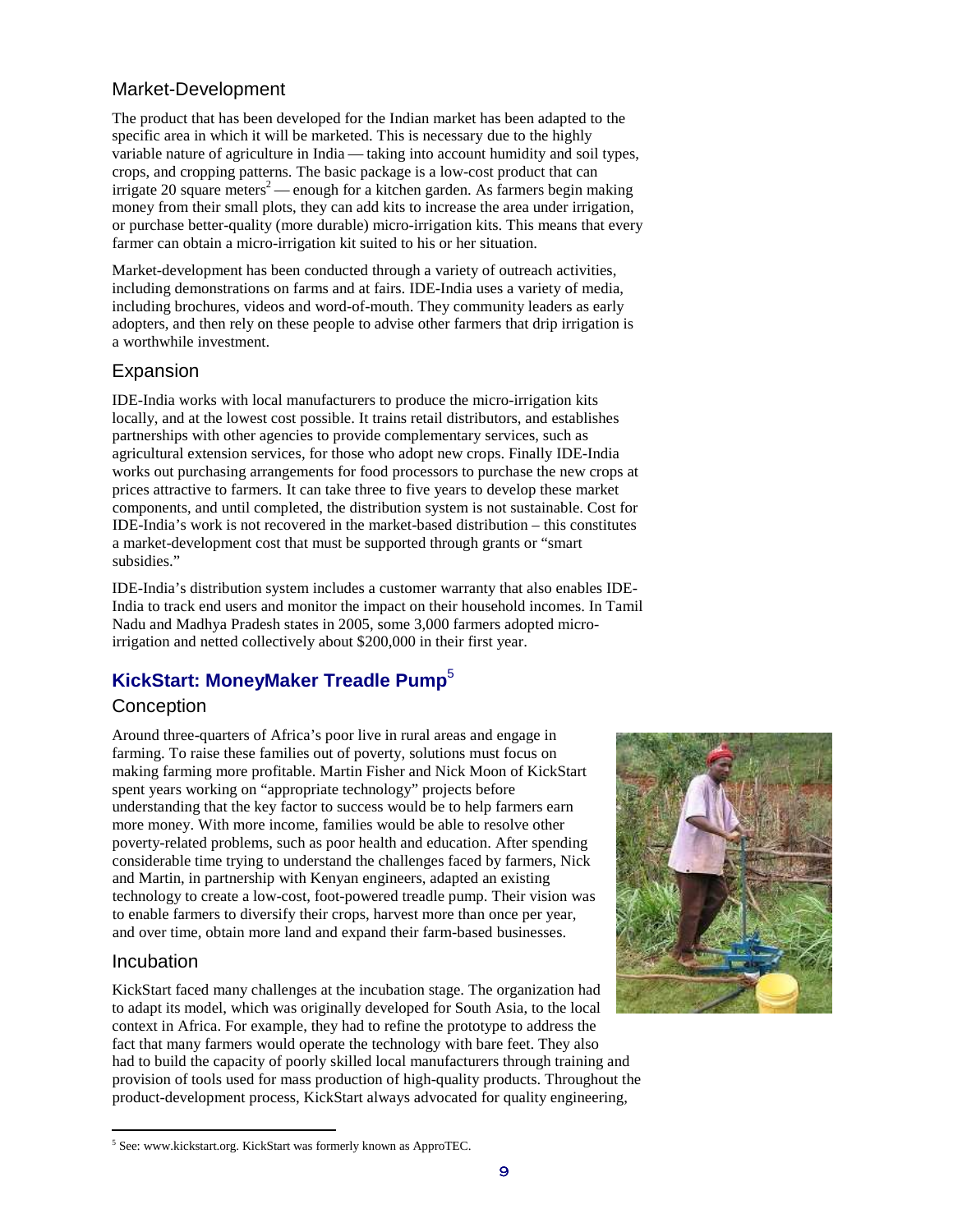### Market-Development

The product that has been developed for the Indian market has been adapted to the specific area in which it will be marketed. This is necessary due to the highly variable nature of agriculture in India — taking into account humidity and soil types, crops, and cropping patterns. The basic package is a low-cost product that can irrigate 20 square meters[2] — enough for a kitchen garden. As farmers begin making money from their small plots, they can add kits to increase the area under irrigation, or purchase better-quality (more durable) micro-irrigation kits. This means that every farmer can obtain a micro-irrigation kit suited to his or her situation.

Market-development has been conducted through a variety of outreach activities, including demonstrations on farms and at fairs. IDE-India uses a variety of media, including brochures, videos and word-of-mouth. They community leaders as early adopters, and then rely on these people to advise other farmers that drip irrigation is a worthwhile investment.

### Expansion

IDE-India works with local manufacturers to produce the micro-irrigation kits locally, and at the lowest cost possible. It trains retail distributors, and establishes partnerships with other agencies to provide complementary services, such as agricultural extension services, for those who adopt new crops. Finally IDE-India works out purchasing arrangements for food processors to purchase the new crops at prices attractive to farmers. It can take three to five years to develop these market components, and until completed, the distribution system is not sustainable. Cost for IDE-India's work is not recovered in the market-based distribution – this constitutes a market-development cost that must be supported through grants or "smart subsidies."

IDE-India's distribution system includes a customer warranty that also enables IDE-India to track end users and monitor the impact on their household incomes. In Tamil Nadu and Madhya Pradesh states in 2005, some 3,000 farmers adopted micro-irrigation and netted collectively about $200,000 in their first year.

## KickStart: MoneyMaker Treadle Pump[5]

### Conception

Around three-quarters of Africa's poor live in rural areas and engage in farming. To raise these families out of poverty, solutions must focus on making farming more profitable. Martin Fisher and Nick Moon of KickStart spent years working on "appropriate technology" projects before understanding that the key factor to success would be to help farmers earn more money. With more income, families would be able to resolve other poverty-related problems, such as poor health and education. After spending considerable time trying to understand the challenges faced by farmers, Nick and Martin, in partnership with Kenyan engineers, adapted an existing technology to create a low-cost, foot-powered treadle pump. Their vision was to enable farmers to diversify their crops, harvest more than once per year, and over time, obtain more land and expand their farm-based businesses.

### Incubation

KickStart faced many challenges at the incubation stage. The organization had to adapt its model, which was originally developed for South Asia, to the local context in Africa. For example, they had to refine the prototype to address the fact that many farmers would operate the technology with bare feet. They also had to build the capacity of poorly skilled local manufacturers through training and provision of tools used for mass production of high-quality products. Throughout the product-development process, KickStart always advocated for quality engineering,

[5] See: www.kickstart.org. KickStart was formerly known as ApproTEC.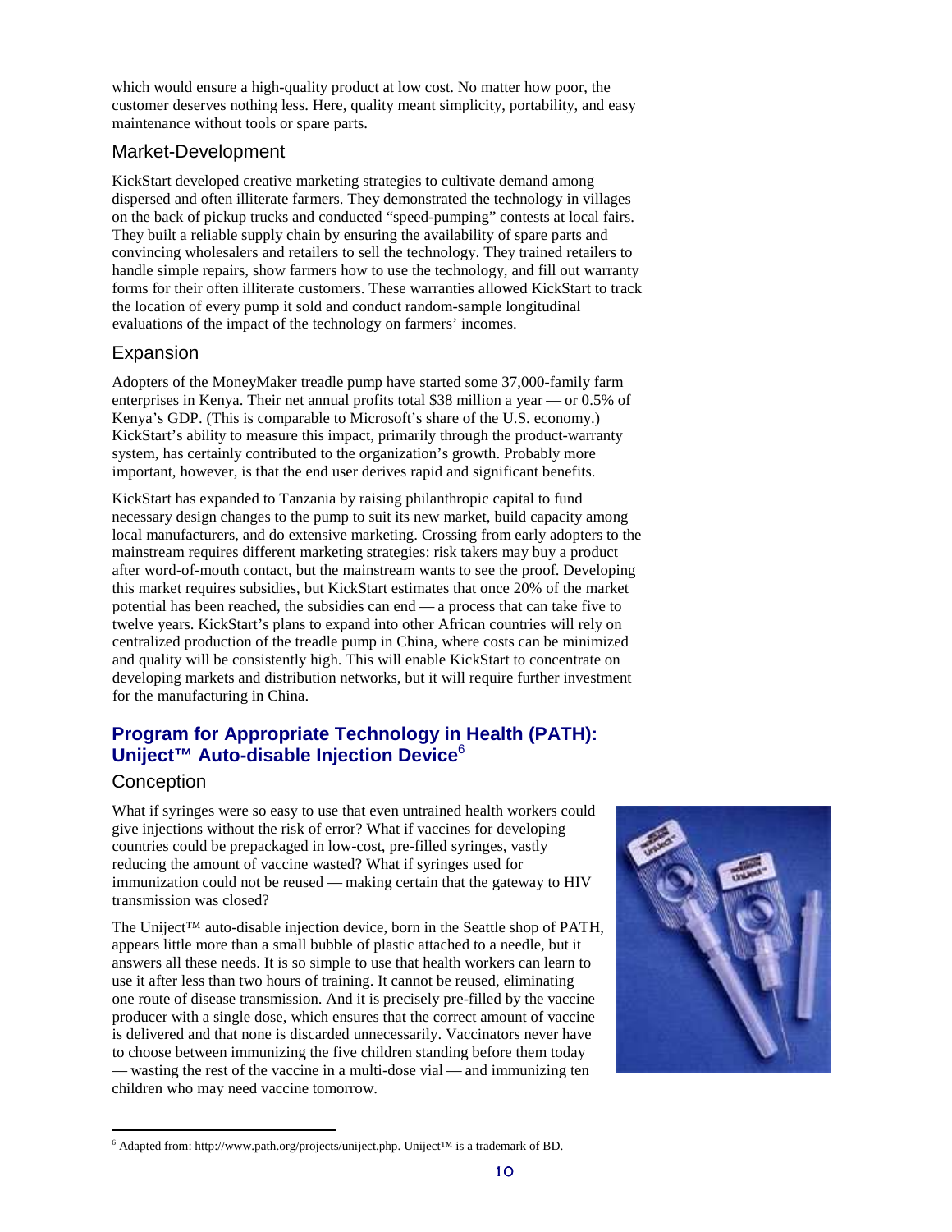which would ensure a high-quality product at low cost. No matter how poor, the customer deserves nothing less. Here, quality meant simplicity, portability, and easy maintenance without tools or spare parts.

### Market-Development

KickStart developed creative marketing strategies to cultivate demand among dispersed and often illiterate farmers. They demonstrated the technology in villages on the back of pickup trucks and conducted "speed-pumping" contests at local fairs. They built a reliable supply chain by ensuring the availability of spare parts and convincing wholesalers and retailers to sell the technology. They trained retailers to handle simple repairs, show farmers how to use the technology, and fill out warranty forms for their often illiterate customers. These warranties allowed KickStart to track the location of every pump it sold and conduct random-sample longitudinal evaluations of the impact of the technology on farmers' incomes.

### Expansion

Adopters of the MoneyMaker treadle pump have started some 37,000-family farm enterprises in Kenya. Their net annual profits total $38 million a year — or 0.5% of Kenya's GDP. (This is comparable to Microsoft's share of the U.S. economy.) KickStart's ability to measure this impact, primarily through the product-warranty system, has certainly contributed to the organization's growth. Probably more important, however, is that the end user derives rapid and significant benefits.

KickStart has expanded to Tanzania by raising philanthropic capital to fund necessary design changes to the pump to suit its new market, build capacity among local manufacturers, and do extensive marketing. Crossing from early adopters to the mainstream requires different marketing strategies: risk takers may buy a product after word-of-mouth contact, but the mainstream wants to see the proof. Developing this market requires subsidies, but KickStart estimates that once 20% of the market potential has been reached, the subsidies can end — a process that can take five to twelve years. KickStart's plans to expand into other African countries will rely on centralized production of the treadle pump in China, where costs can be minimized and quality will be consistently high. This will enable KickStart to concentrate on developing markets and distribution networks, but it will require further investment for the manufacturing in China.

## Program for Appropriate Technology in Health (PATH): Uniject™ Auto-disable Injection Device[6]

### Conception

What if syringes were so easy to use that even untrained health workers could give injections without the risk of error? What if vaccines for developing countries could be prepackaged in low-cost, pre-filled syringes, vastly reducing the amount of vaccine wasted? What if syringes used for immunization could not be reused — making certain that the gateway to HIV transmission was closed?

The Uniject™ auto-disable injection device, born in the Seattle shop of PATH, appears little more than a small bubble of plastic attached to a needle, but it answers all these needs. It is so simple to use that health workers can learn to use it after less than two hours of training. It cannot be reused, eliminating one route of disease transmission. And it is precisely pre-filled by the vaccine producer with a single dose, which ensures that the correct amount of vaccine is delivered and that none is discarded unnecessarily. Vaccinators never have to choose between immunizing the five children standing before them today — wasting the rest of the vaccine in a multi-dose vial — and immunizing ten children who may need vaccine tomorrow.

[6] Adapted from: http://www.path.org/projects/uniject.php. Uniject™ is a trademark of BD.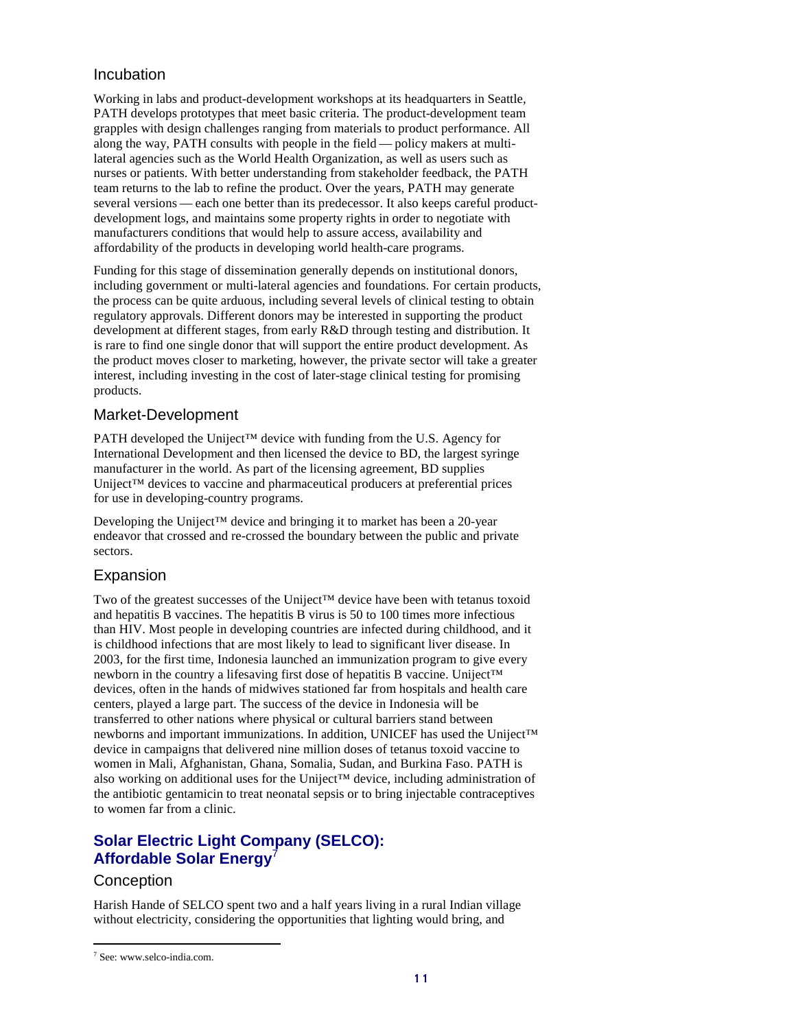### Incubation

Working in labs and product-development workshops at its headquarters in Seattle, PATH develops prototypes that meet basic criteria. The product-development team grapples with design challenges ranging from materials to product performance. All along the way, PATH consults with people in the field — policy makers at multi-lateral agencies such as the World Health Organization, as well as users such as nurses or patients. With better understanding from stakeholder feedback, the PATH team returns to the lab to refine the product. Over the years, PATH may generate several versions — each one better than its predecessor. It also keeps careful product-development logs, and maintains some property rights in order to negotiate with manufacturers conditions that would help to assure access, availability and affordability of the products in developing world health-care programs.

Funding for this stage of dissemination generally depends on institutional donors, including government or multi-lateral agencies and foundations. For certain products, the process can be quite arduous, including several levels of clinical testing to obtain regulatory approvals. Different donors may be interested in supporting the product development at different stages, from early R&D through testing and distribution. It is rare to find one single donor that will support the entire product development. As the product moves closer to marketing, however, the private sector will take a greater interest, including investing in the cost of later-stage clinical testing for promising products.

### Market-Development

PATH developed the Uniject™ device with funding from the U.S. Agency for International Development and then licensed the device to BD, the largest syringe manufacturer in the world. As part of the licensing agreement, BD supplies Uniject™ devices to vaccine and pharmaceutical producers at preferential prices for use in developing-country programs.

Developing the Uniject™ device and bringing it to market has been a 20-year endeavor that crossed and re-crossed the boundary between the public and private sectors.

### Expansion

Two of the greatest successes of the Uniject™ device have been with tetanus toxoid and hepatitis B vaccines. The hepatitis B virus is 50 to 100 times more infectious than HIV. Most people in developing countries are infected during childhood, and it is childhood infections that are most likely to lead to significant liver disease. In 2003, for the first time, Indonesia launched an immunization program to give every newborn in the country a lifesaving first dose of hepatitis B vaccine. Uniject™ devices, often in the hands of midwives stationed far from hospitals and health care centers, played a large part. The success of the device in Indonesia will be transferred to other nations where physical or cultural barriers stand between newborns and important immunizations. In addition, UNICEF has used the Uniject™ device in campaigns that delivered nine million doses of tetanus toxoid vaccine to women in Mali, Afghanistan, Ghana, Somalia, Sudan, and Burkina Faso. PATH is also working on additional uses for the Uniject™ device, including administration of the antibiotic gentamicin to treat neonatal sepsis or to bring injectable contraceptives to women far from a clinic.

## Solar Electric Light Company (SELCO): Affordable Solar Energy[7]

### Conception

Harish Hande of SELCO spent two and a half years living in a rural Indian village without electricity, considering the opportunities that lighting would bring, and

---

[7] See: www.selco-india.com.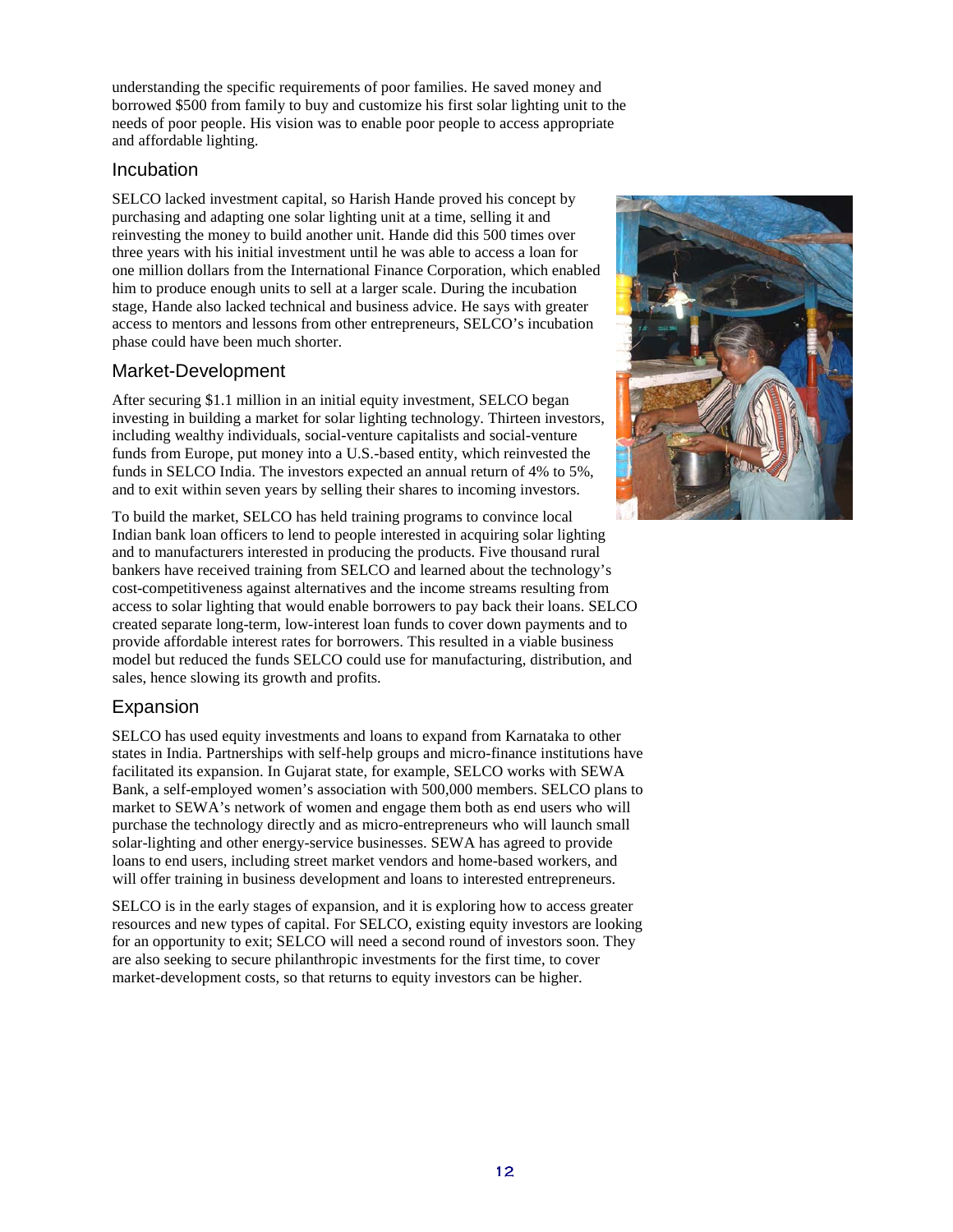understanding the specific requirements of poor families. He saved money and borrowed $500 from family to buy and customize his first solar lighting unit to the needs of poor people. His vision was to enable poor people to access appropriate and affordable lighting.

## Incubation

SELCO lacked investment capital, so Harish Hande proved his concept by purchasing and adapting one solar lighting unit at a time, selling it and reinvesting the money to build another unit. Hande did this 500 times over three years with his initial investment until he was able to access a loan for one million dollars from the International Finance Corporation, which enabled him to produce enough units to sell at a larger scale. During the incubation stage, Hande also lacked technical and business advice. He says with greater access to mentors and lessons from other entrepreneurs, SELCO's incubation phase could have been much shorter.

## Market-Development

After securing $1.1 million in an initial equity investment, SELCO began investing in building a market for solar lighting technology. Thirteen investors, including wealthy individuals, social-venture capitalists and social-venture funds from Europe, put money into a U.S.-based entity, which reinvested the funds in SELCO India. The investors expected an annual return of 4% to 5%, and to exit within seven years by selling their shares to incoming investors.

To build the market, SELCO has held training programs to convince local Indian bank loan officers to lend to people interested in acquiring solar lighting and to manufacturers interested in producing the products. Five thousand rural bankers have received training from SELCO and learned about the technology's cost-competitiveness against alternatives and the income streams resulting from access to solar lighting that would enable borrowers to pay back their loans. SELCO created separate long-term, low-interest loan funds to cover down payments and to provide affordable interest rates for borrowers. This resulted in a viable business model but reduced the funds SELCO could use for manufacturing, distribution, and sales, hence slowing its growth and profits.

## Expansion

SELCO has used equity investments and loans to expand from Karnataka to other states in India. Partnerships with self-help groups and micro-finance institutions have facilitated its expansion. In Gujarat state, for example, SELCO works with SEWA Bank, a self-employed women's association with 500,000 members. SELCO plans to market to SEWA's network of women and engage them both as end users who will purchase the technology directly and as micro-entrepreneurs who will launch small solar-lighting and other energy-service businesses. SEWA has agreed to provide loans to end users, including street market vendors and home-based workers, and will offer training in business development and loans to interested entrepreneurs.

SELCO is in the early stages of expansion, and it is exploring how to access greater resources and new types of capital. For SELCO, existing equity investors are looking for an opportunity to exit; SELCO will need a second round of investors soon. They are also seeking to secure philanthropic investments for the first time, to cover market-development costs, so that returns to equity investors can be higher.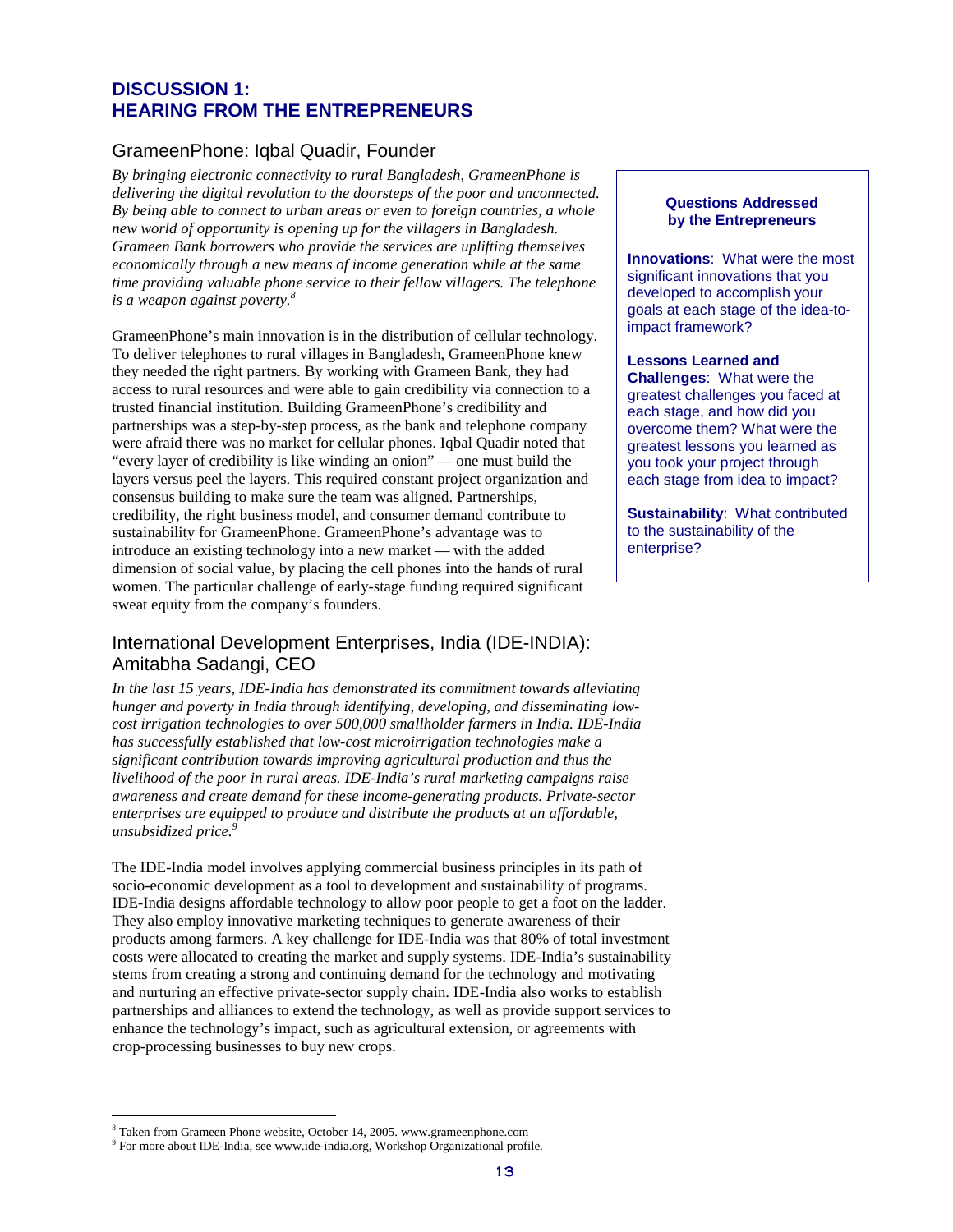## DISCUSSION 1: HEARING FROM THE ENTREPRENEURS

### GrameenPhone: Iqbal Quadir, Founder

*By bringing electronic connectivity to rural Bangladesh, GrameenPhone is delivering the digital revolution to the doorsteps of the poor and unconnected. By being able to connect to urban areas or even to foreign countries, a whole new world of opportunity is opening up for the villagers in Bangladesh. Grameen Bank borrowers who provide the services are uplifting themselves economically through a new means of income generation while at the same time providing valuable phone service to their fellow villagers. The telephone is a weapon against poverty.*[8]

GrameenPhone's main innovation is in the distribution of cellular technology. To deliver telephones to rural villages in Bangladesh, GrameenPhone knew they needed the right partners. By working with Grameen Bank, they had access to rural resources and were able to gain credibility via connection to a trusted financial institution. Building GrameenPhone's credibility and partnerships was a step-by-step process, as the bank and telephone company were afraid there was no market for cellular phones. Iqbal Quadir noted that "every layer of credibility is like winding an onion" — one must build the layers versus peel the layers. This required constant project organization and consensus building to make sure the team was aligned. Partnerships, credibility, the right business model, and consumer demand contribute to sustainability for GrameenPhone. GrameenPhone's advantage was to introduce an existing technology into a new market — with the added dimension of social value, by placing the cell phones into the hands of rural women. The particular challenge of early-stage funding required significant sweat equity from the company's founders.

> **Questions Addressed by the Entrepreneurs**
>
> **Innovations**: What were the most significant innovations that you developed to accomplish your goals at each stage of the idea-to-impact framework?
>
> **Lessons Learned and Challenges**: What were the greatest challenges you faced at each stage, and how did you overcome them? What were the greatest lessons you learned as you took your project through each stage from idea to impact?
>
> **Sustainability**: What contributed to the sustainability of the enterprise?

### International Development Enterprises, India (IDE-INDIA): Amitabha Sadangi, CEO

*In the last 15 years, IDE-India has demonstrated its commitment towards alleviating hunger and poverty in India through identifying, developing, and disseminating low-cost irrigation technologies to over 500,000 smallholder farmers in India. IDE-India has successfully established that low-cost microirrigation technologies make a significant contribution towards improving agricultural production and thus the livelihood of the poor in rural areas. IDE-India's rural marketing campaigns raise awareness and create demand for these income-generating products. Private-sector enterprises are equipped to produce and distribute the products at an affordable, unsubsidized price.*[9]

The IDE-India model involves applying commercial business principles in its path of socio-economic development as a tool to development and sustainability of programs. IDE-India designs affordable technology to allow poor people to get a foot on the ladder. They also employ innovative marketing techniques to generate awareness of their products among farmers. A key challenge for IDE-India was that 80% of total investment costs were allocated to creating the market and supply systems. IDE-India's sustainability stems from creating a strong and continuing demand for the technology and motivating and nurturing an effective private-sector supply chain. IDE-India also works to establish partnerships and alliances to extend the technology, as well as provide support services to enhance the technology's impact, such as agricultural extension, or agreements with crop-processing businesses to buy new crops.

---

[8] Taken from Grameen Phone website, October 14, 2005. www.grameenphone.com

[9] For more about IDE-India, see www.ide-india.org, Workshop Organizational profile.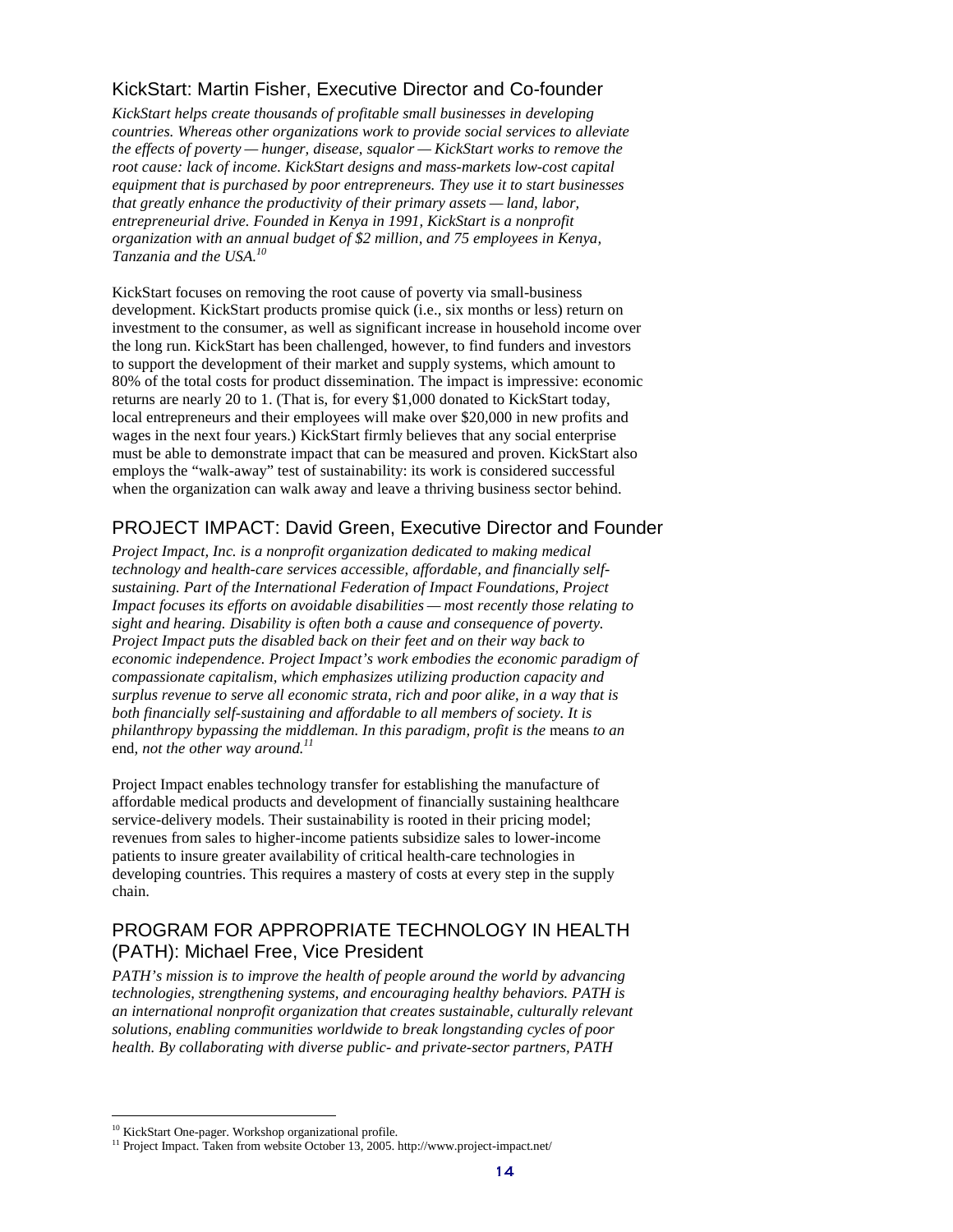## KickStart: Martin Fisher, Executive Director and Co-founder

*KickStart helps create thousands of profitable small businesses in developing countries. Whereas other organizations work to provide social services to alleviate the effects of poverty — hunger, disease, squalor — KickStart works to remove the root cause: lack of income. KickStart designs and mass-markets low-cost capital equipment that is purchased by poor entrepreneurs. They use it to start businesses that greatly enhance the productivity of their primary assets — land, labor, entrepreneurial drive. Founded in Kenya in 1991, KickStart is a nonprofit organization with an annual budget of $2 million, and 75 employees in Kenya, Tanzania and the USA.*[10]

KickStart focuses on removing the root cause of poverty via small-business development. KickStart products promise quick (i.e., six months or less) return on investment to the consumer, as well as significant increase in household income over the long run. KickStart has been challenged, however, to find funders and investors to support the development of their market and supply systems, which amount to 80% of the total costs for product dissemination. The impact is impressive: economic returns are nearly 20 to 1. (That is, for every $1,000 donated to KickStart today, local entrepreneurs and their employees will make over $20,000 in new profits and wages in the next four years.) KickStart firmly believes that any social enterprise must be able to demonstrate impact that can be measured and proven. KickStart also employs the "walk-away" test of sustainability: its work is considered successful when the organization can walk away and leave a thriving business sector behind.

## PROJECT IMPACT: David Green, Executive Director and Founder

*Project Impact, Inc. is a nonprofit organization dedicated to making medical technology and health-care services accessible, affordable, and financially self-sustaining. Part of the International Federation of Impact Foundations, Project Impact focuses its efforts on avoidable disabilities — most recently those relating to sight and hearing. Disability is often both a cause and consequence of poverty. Project Impact puts the disabled back on their feet and on their way back to economic independence. Project Impact's work embodies the economic paradigm of compassionate capitalism, which emphasizes utilizing production capacity and surplus revenue to serve all economic strata, rich and poor alike, in a way that is both financially self-sustaining and affordable to all members of society. It is philanthropy bypassing the middleman. In this paradigm, profit is the* means *to an* end*, not the other way around.*[11]

Project Impact enables technology transfer for establishing the manufacture of affordable medical products and development of financially sustaining healthcare service-delivery models. Their sustainability is rooted in their pricing model; revenues from sales to higher-income patients subsidize sales to lower-income patients to insure greater availability of critical health-care technologies in developing countries. This requires a mastery of costs at every step in the supply chain.

## PROGRAM FOR APPROPRIATE TECHNOLOGY IN HEALTH (PATH): Michael Free, Vice President

*PATH's mission is to improve the health of people around the world by advancing technologies, strengthening systems, and encouraging healthy behaviors. PATH is an international nonprofit organization that creates sustainable, culturally relevant solutions, enabling communities worldwide to break longstanding cycles of poor health. By collaborating with diverse public- and private-sector partners, PATH*

---

[10] KickStart One-pager. Workshop organizational profile.

[11] Project Impact. Taken from website October 13, 2005. http://www.project-impact.net/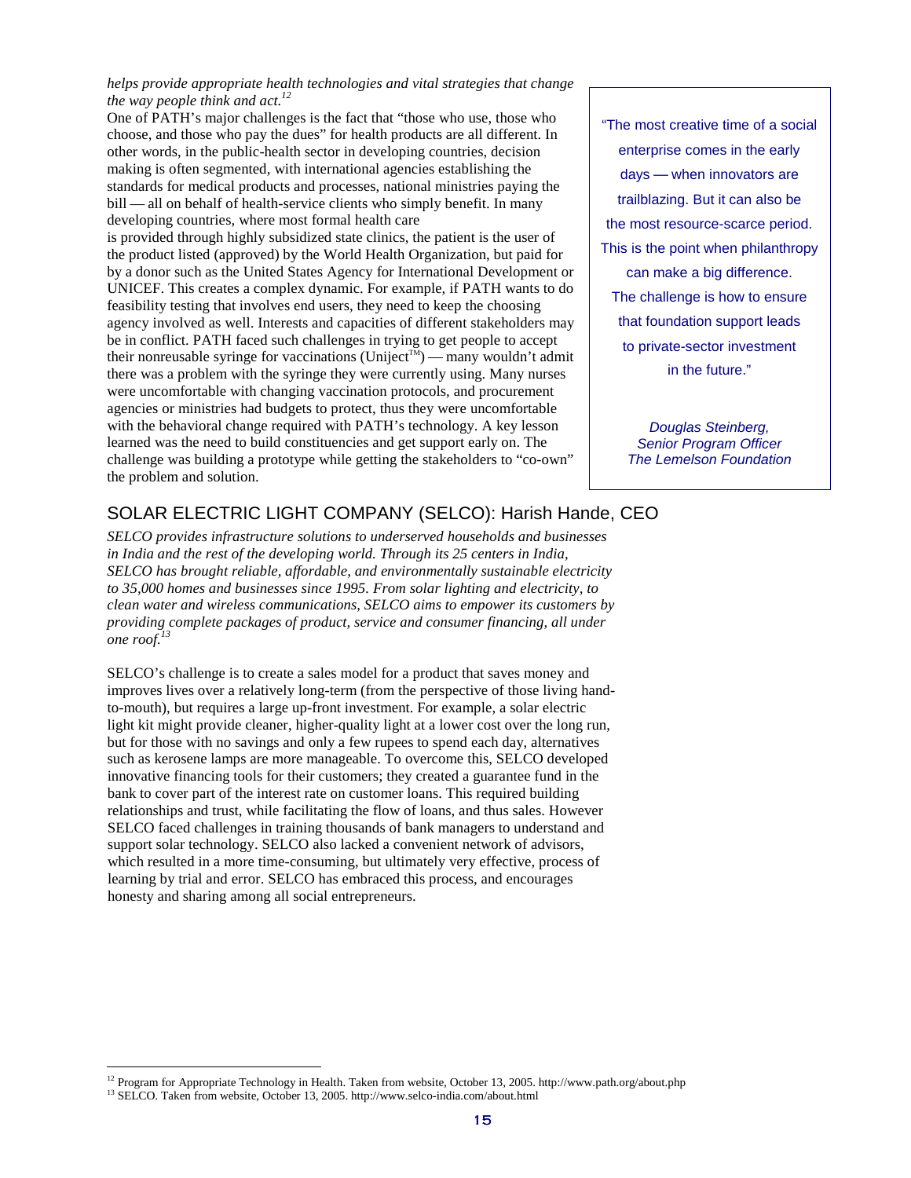*helps provide appropriate health technologies and vital strategies that change the way people think and act.*[12]

One of PATH's major challenges is the fact that "those who use, those who choose, and those who pay the dues" for health products are all different. In other words, in the public-health sector in developing countries, decision making is often segmented, with international agencies establishing the standards for medical products and processes, national ministries paying the bill — all on behalf of health-service clients who simply benefit. In many developing countries, where most formal health care is provided through highly subsidized state clinics, the patient is the user of the product listed (approved) by the World Health Organization, but paid for by a donor such as the United States Agency for International Development or UNICEF. This creates a complex dynamic. For example, if PATH wants to do feasibility testing that involves end users, they need to keep the choosing agency involved as well. Interests and capacities of different stakeholders may be in conflict. PATH faced such challenges in trying to get people to accept their nonreusable syringe for vaccinations (Uniject™) — many wouldn't admit there was a problem with the syringe they were currently using. Many nurses were uncomfortable with changing vaccination protocols, and procurement agencies or ministries had budgets to protect, thus they were uncomfortable with the behavioral change required with PATH's technology. A key lesson learned was the need to build constituencies and get support early on. The challenge was building a prototype while getting the stakeholders to "co-own" the problem and solution.

> "The most creative time of a social enterprise comes in the early days — when innovators are trailblazing. But it can also be the most resource-scarce period. This is the point when philanthropy can make a big difference. The challenge is how to ensure that foundation support leads to private-sector investment in the future."
>
> *Douglas Steinberg,*
> *Senior Program Officer*
> *The Lemelson Foundation*

## SOLAR ELECTRIC LIGHT COMPANY (SELCO): Harish Hande, CEO

*SELCO provides infrastructure solutions to underserved households and businesses in India and the rest of the developing world. Through its 25 centers in India, SELCO has brought reliable, affordable, and environmentally sustainable electricity to 35,000 homes and businesses since 1995. From solar lighting and electricity, to clean water and wireless communications, SELCO aims to empower its customers by providing complete packages of product, service and consumer financing, all under one roof.*[13]

SELCO's challenge is to create a sales model for a product that saves money and improves lives over a relatively long-term (from the perspective of those living hand-to-mouth), but requires a large up-front investment. For example, a solar electric light kit might provide cleaner, higher-quality light at a lower cost over the long run, but for those with no savings and only a few rupees to spend each day, alternatives such as kerosene lamps are more manageable. To overcome this, SELCO developed innovative financing tools for their customers; they created a guarantee fund in the bank to cover part of the interest rate on customer loans. This required building relationships and trust, while facilitating the flow of loans, and thus sales. However SELCO faced challenges in training thousands of bank managers to understand and support solar technology. SELCO also lacked a convenient network of advisors, which resulted in a more time-consuming, but ultimately very effective, process of learning by trial and error. SELCO has embraced this process, and encourages honesty and sharing among all social entrepreneurs.

---

[12] Program for Appropriate Technology in Health. Taken from website, October 13, 2005. http://www.path.org/about.php

[13] SELCO. Taken from website, October 13, 2005. http://www.selco-india.com/about.html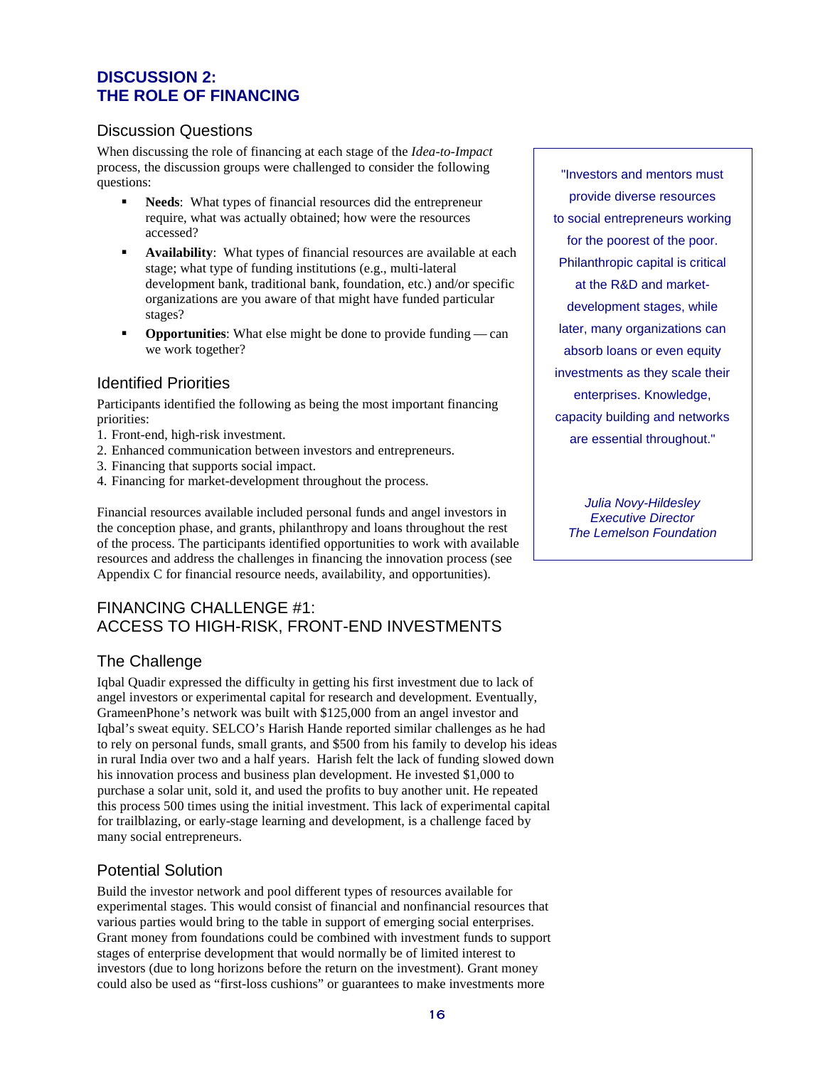## DISCUSSION 2:
## THE ROLE OF FINANCING

### Discussion Questions

When discussing the role of financing at each stage of the *Idea-to-Impact* process, the discussion groups were challenged to consider the following questions:

- **Needs**: What types of financial resources did the entrepreneur require, what was actually obtained; how were the resources accessed?
- **Availability**: What types of financial resources are available at each stage; what type of funding institutions (e.g., multi-lateral development bank, traditional bank, foundation, etc.) and/or specific organizations are you aware of that might have funded particular stages?
- **Opportunities**: What else might be done to provide funding — can we work together?

> "Investors and mentors must provide diverse resources to social entrepreneurs working for the poorest of the poor. Philanthropic capital is critical at the R&D and market-development stages, while later, many organizations can absorb loans or even equity investments as they scale their enterprises. Knowledge, capacity building and networks are essential throughout."
>
> *Julia Novy-Hildesley*
> *Executive Director*
> *The Lemelson Foundation*

### Identified Priorities

Participants identified the following as being the most important financing priorities:

1. Front-end, high-risk investment.
2. Enhanced communication between investors and entrepreneurs.
3. Financing that supports social impact.
4. Financing for market-development throughout the process.

Financial resources available included personal funds and angel investors in the conception phase, and grants, philanthropy and loans throughout the rest of the process. The participants identified opportunities to work with available resources and address the challenges in financing the innovation process (see Appendix C for financial resource needs, availability, and opportunities).

### FINANCING CHALLENGE #1:
### ACCESS TO HIGH-RISK, FRONT-END INVESTMENTS

#### The Challenge

Iqbal Quadir expressed the difficulty in getting his first investment due to lack of angel investors or experimental capital for research and development. Eventually, GrameenPhone's network was built with $125,000 from an angel investor and Iqbal's sweat equity. SELCO's Harish Hande reported similar challenges as he had to rely on personal funds, small grants, and $500 from his family to develop his ideas in rural India over two and a half years. Harish felt the lack of funding slowed down his innovation process and business plan development. He invested $1,000 to purchase a solar unit, sold it, and used the profits to buy another unit. He repeated this process 500 times using the initial investment. This lack of experimental capital for trailblazing, or early-stage learning and development, is a challenge faced by many social entrepreneurs.

#### Potential Solution

Build the investor network and pool different types of resources available for experimental stages. This would consist of financial and nonfinancial resources that various parties would bring to the table in support of emerging social enterprises. Grant money from foundations could be combined with investment funds to support stages of enterprise development that would normally be of limited interest to investors (due to long horizons before the return on the investment). Grant money could also be used as "first-loss cushions" or guarantees to make investments more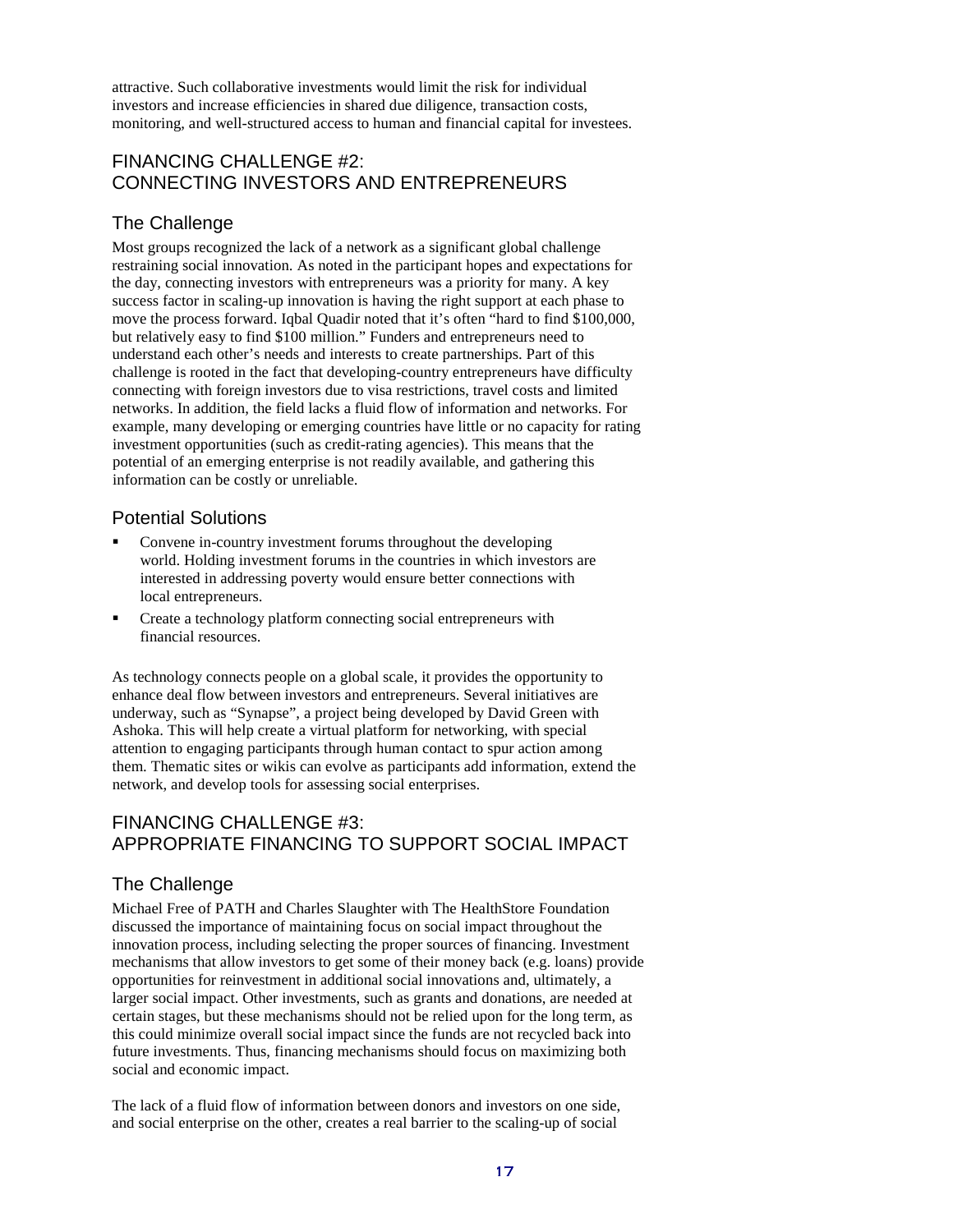attractive. Such collaborative investments would limit the risk for individual investors and increase efficiencies in shared due diligence, transaction costs, monitoring, and well-structured access to human and financial capital for investees.

## FINANCING CHALLENGE #2: CONNECTING INVESTORS AND ENTREPRENEURS

### The Challenge

Most groups recognized the lack of a network as a significant global challenge restraining social innovation. As noted in the participant hopes and expectations for the day, connecting investors with entrepreneurs was a priority for many. A key success factor in scaling-up innovation is having the right support at each phase to move the process forward. Iqbal Quadir noted that it's often "hard to find $100,000, but relatively easy to find $100 million." Funders and entrepreneurs need to understand each other's needs and interests to create partnerships. Part of this challenge is rooted in the fact that developing-country entrepreneurs have difficulty connecting with foreign investors due to visa restrictions, travel costs and limited networks. In addition, the field lacks a fluid flow of information and networks. For example, many developing or emerging countries have little or no capacity for rating investment opportunities (such as credit-rating agencies). This means that the potential of an emerging enterprise is not readily available, and gathering this information can be costly or unreliable.

### Potential Solutions

- Convene in-country investment forums throughout the developing world. Holding investment forums in the countries in which investors are interested in addressing poverty would ensure better connections with local entrepreneurs.
- Create a technology platform connecting social entrepreneurs with financial resources.

As technology connects people on a global scale, it provides the opportunity to enhance deal flow between investors and entrepreneurs. Several initiatives are underway, such as "Synapse", a project being developed by David Green with Ashoka. This will help create a virtual platform for networking, with special attention to engaging participants through human contact to spur action among them. Thematic sites or wikis can evolve as participants add information, extend the network, and develop tools for assessing social enterprises.

## FINANCING CHALLENGE #3: APPROPRIATE FINANCING TO SUPPORT SOCIAL IMPACT

### The Challenge

Michael Free of PATH and Charles Slaughter with The HealthStore Foundation discussed the importance of maintaining focus on social impact throughout the innovation process, including selecting the proper sources of financing. Investment mechanisms that allow investors to get some of their money back (e.g. loans) provide opportunities for reinvestment in additional social innovations and, ultimately, a larger social impact. Other investments, such as grants and donations, are needed at certain stages, but these mechanisms should not be relied upon for the long term, as this could minimize overall social impact since the funds are not recycled back into future investments. Thus, financing mechanisms should focus on maximizing both social and economic impact.

The lack of a fluid flow of information between donors and investors on one side, and social enterprise on the other, creates a real barrier to the scaling-up of social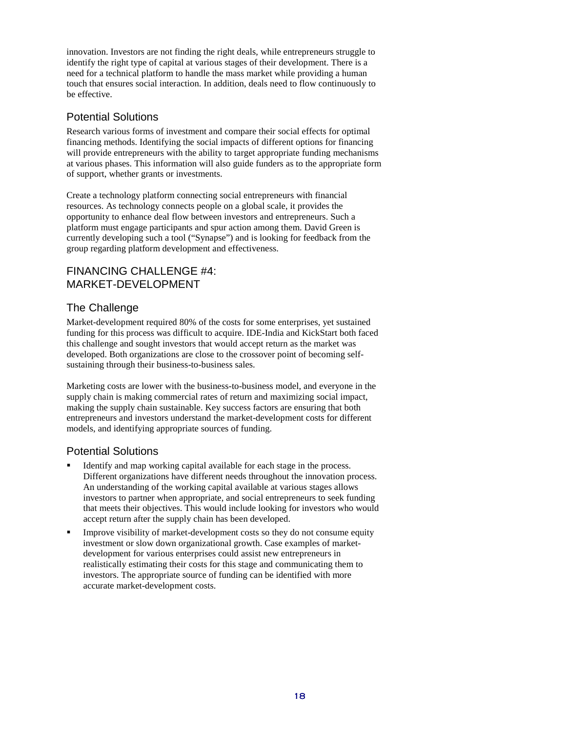innovation. Investors are not finding the right deals, while entrepreneurs struggle to identify the right type of capital at various stages of their development. There is a need for a technical platform to handle the mass market while providing a human touch that ensures social interaction. In addition, deals need to flow continuously to be effective.

### Potential Solutions

Research various forms of investment and compare their social effects for optimal financing methods. Identifying the social impacts of different options for financing will provide entrepreneurs with the ability to target appropriate funding mechanisms at various phases. This information will also guide funders as to the appropriate form of support, whether grants or investments.

Create a technology platform connecting social entrepreneurs with financial resources. As technology connects people on a global scale, it provides the opportunity to enhance deal flow between investors and entrepreneurs. Such a platform must engage participants and spur action among them. David Green is currently developing such a tool ("Synapse") and is looking for feedback from the group regarding platform development and effectiveness.

## FINANCING CHALLENGE #4: MARKET-DEVELOPMENT

### The Challenge

Market-development required 80% of the costs for some enterprises, yet sustained funding for this process was difficult to acquire. IDE-India and KickStart both faced this challenge and sought investors that would accept return as the market was developed. Both organizations are close to the crossover point of becoming self-sustaining through their business-to-business sales.

Marketing costs are lower with the business-to-business model, and everyone in the supply chain is making commercial rates of return and maximizing social impact, making the supply chain sustainable. Key success factors are ensuring that both entrepreneurs and investors understand the market-development costs for different models, and identifying appropriate sources of funding.

### Potential Solutions

- Identify and map working capital available for each stage in the process. Different organizations have different needs throughout the innovation process. An understanding of the working capital available at various stages allows investors to partner when appropriate, and social entrepreneurs to seek funding that meets their objectives. This would include looking for investors who would accept return after the supply chain has been developed.
- Improve visibility of market-development costs so they do not consume equity investment or slow down organizational growth. Case examples of market-development for various enterprises could assist new entrepreneurs in realistically estimating their costs for this stage and communicating them to investors. The appropriate source of funding can be identified with more accurate market-development costs.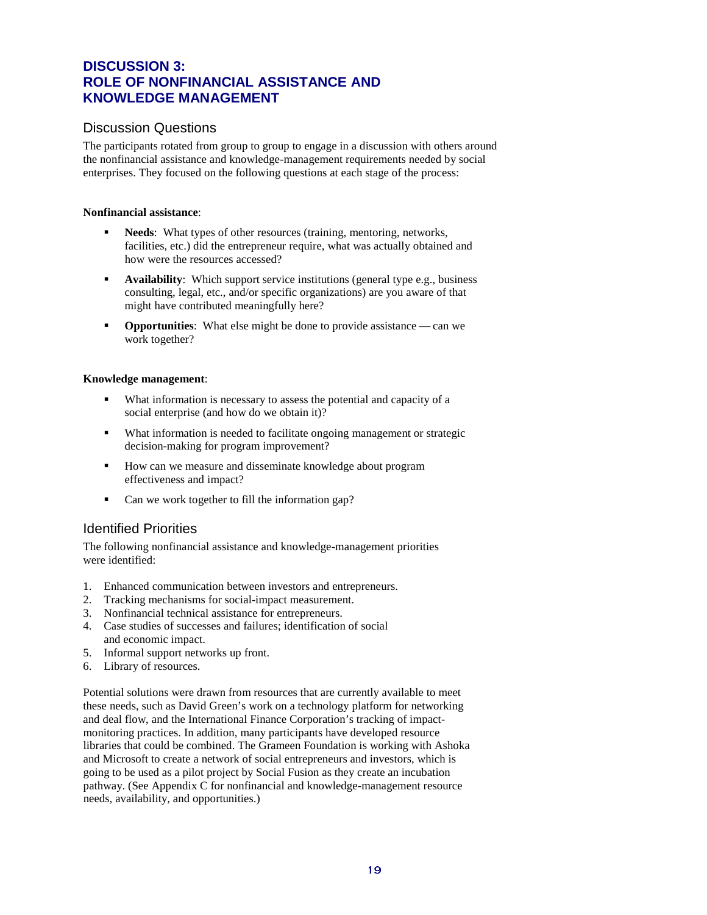# DISCUSSION 3: ROLE OF NONFINANCIAL ASSISTANCE AND KNOWLEDGE MANAGEMENT

## Discussion Questions

The participants rotated from group to group to engage in a discussion with others around the nonfinancial assistance and knowledge-management requirements needed by social enterprises. They focused on the following questions at each stage of the process:

**Nonfinancial assistance**:

- **Needs**: What types of other resources (training, mentoring, networks, facilities, etc.) did the entrepreneur require, what was actually obtained and how were the resources accessed?
- **Availability**: Which support service institutions (general type e.g., business consulting, legal, etc., and/or specific organizations) are you aware of that might have contributed meaningfully here?
- **Opportunities**: What else might be done to provide assistance — can we work together?

**Knowledge management**:

- What information is necessary to assess the potential and capacity of a social enterprise (and how do we obtain it)?
- What information is needed to facilitate ongoing management or strategic decision-making for program improvement?
- How can we measure and disseminate knowledge about program effectiveness and impact?
- Can we work together to fill the information gap?

## Identified Priorities

The following nonfinancial assistance and knowledge-management priorities were identified:

1. Enhanced communication between investors and entrepreneurs.
2. Tracking mechanisms for social-impact measurement.
3. Nonfinancial technical assistance for entrepreneurs.
4. Case studies of successes and failures; identification of social and economic impact.
5. Informal support networks up front.
6. Library of resources.

Potential solutions were drawn from resources that are currently available to meet these needs, such as David Green's work on a technology platform for networking and deal flow, and the International Finance Corporation's tracking of impact-monitoring practices. In addition, many participants have developed resource libraries that could be combined. The Grameen Foundation is working with Ashoka and Microsoft to create a network of social entrepreneurs and investors, which is going to be used as a pilot project by Social Fusion as they create an incubation pathway. (See Appendix C for nonfinancial and knowledge-management resource needs, availability, and opportunities.)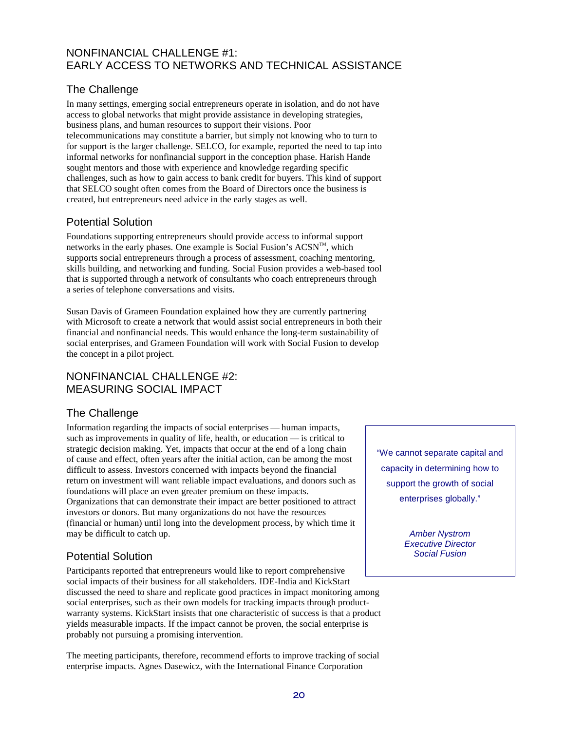## NONFINANCIAL CHALLENGE #1: EARLY ACCESS TO NETWORKS AND TECHNICAL ASSISTANCE

### The Challenge

In many settings, emerging social entrepreneurs operate in isolation, and do not have access to global networks that might provide assistance in developing strategies, business plans, and human resources to support their visions. Poor telecommunications may constitute a barrier, but simply not knowing who to turn to for support is the larger challenge. SELCO, for example, reported the need to tap into informal networks for nonfinancial support in the conception phase. Harish Hande sought mentors and those with experience and knowledge regarding specific challenges, such as how to gain access to bank credit for buyers. This kind of support that SELCO sought often comes from the Board of Directors once the business is created, but entrepreneurs need advice in the early stages as well.

### Potential Solution

Foundations supporting entrepreneurs should provide access to informal support networks in the early phases. One example is Social Fusion's ACSN™, which supports social entrepreneurs through a process of assessment, coaching mentoring, skills building, and networking and funding. Social Fusion provides a web-based tool that is supported through a network of consultants who coach entrepreneurs through a series of telephone conversations and visits.

Susan Davis of Grameen Foundation explained how they are currently partnering with Microsoft to create a network that would assist social entrepreneurs in both their financial and nonfinancial needs. This would enhance the long-term sustainability of social enterprises, and Grameen Foundation will work with Social Fusion to develop the concept in a pilot project.

## NONFINANCIAL CHALLENGE #2: MEASURING SOCIAL IMPACT

### The Challenge

Information regarding the impacts of social enterprises — human impacts, such as improvements in quality of life, health, or education — is critical to strategic decision making. Yet, impacts that occur at the end of a long chain of cause and effect, often years after the initial action, can be among the most difficult to assess. Investors concerned with impacts beyond the financial return on investment will want reliable impact evaluations, and donors such as foundations will place an even greater premium on these impacts. Organizations that can demonstrate their impact are better positioned to attract investors or donors. But many organizations do not have the resources (financial or human) until long into the development process, by which time it may be difficult to catch up.

> "We cannot separate capital and capacity in determining how to support the growth of social enterprises globally."
>
> *Amber Nystrom*
> *Executive Director*
> *Social Fusion*

### Potential Solution

Participants reported that entrepreneurs would like to report comprehensive social impacts of their business for all stakeholders. IDE-India and KickStart discussed the need to share and replicate good practices in impact monitoring among social enterprises, such as their own models for tracking impacts through product-warranty systems. KickStart insists that one characteristic of success is that a product yields measurable impacts. If the impact cannot be proven, the social enterprise is probably not pursuing a promising intervention.

The meeting participants, therefore, recommend efforts to improve tracking of social enterprise impacts. Agnes Dasewicz, with the International Finance Corporation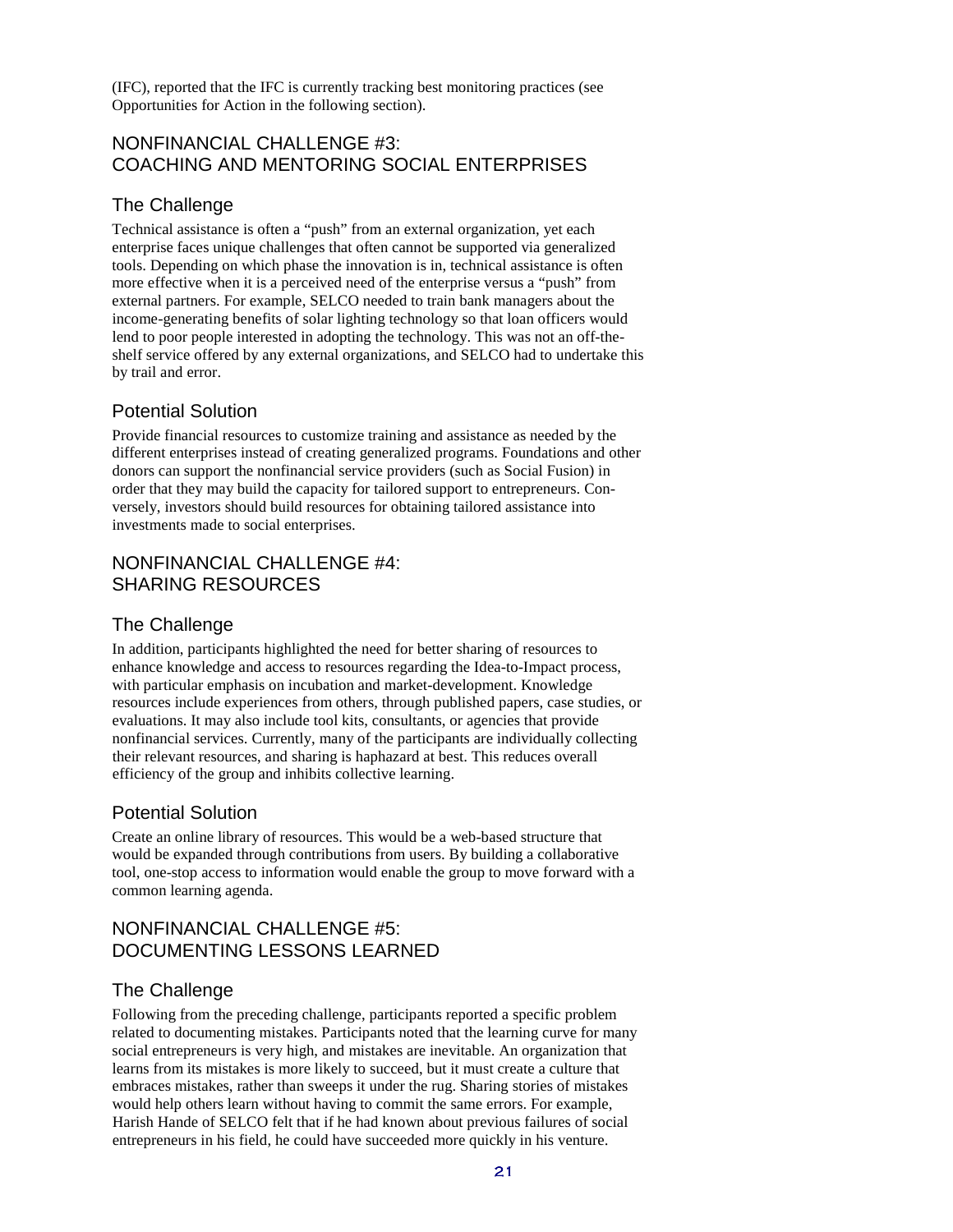(IFC), reported that the IFC is currently tracking best monitoring practices (see Opportunities for Action in the following section).

## NONFINANCIAL CHALLENGE #3: COACHING AND MENTORING SOCIAL ENTERPRISES

### The Challenge

Technical assistance is often a "push" from an external organization, yet each enterprise faces unique challenges that often cannot be supported via generalized tools. Depending on which phase the innovation is in, technical assistance is often more effective when it is a perceived need of the enterprise versus a "push" from external partners. For example, SELCO needed to train bank managers about the income-generating benefits of solar lighting technology so that loan officers would lend to poor people interested in adopting the technology. This was not an off-the-shelf service offered by any external organizations, and SELCO had to undertake this by trail and error.

### Potential Solution

Provide financial resources to customize training and assistance as needed by the different enterprises instead of creating generalized programs. Foundations and other donors can support the nonfinancial service providers (such as Social Fusion) in order that they may build the capacity for tailored support to entrepreneurs. Conversely, investors should build resources for obtaining tailored assistance into investments made to social enterprises.

## NONFINANCIAL CHALLENGE #4: SHARING RESOURCES

### The Challenge

In addition, participants highlighted the need for better sharing of resources to enhance knowledge and access to resources regarding the Idea-to-Impact process, with particular emphasis on incubation and market-development. Knowledge resources include experiences from others, through published papers, case studies, or evaluations. It may also include tool kits, consultants, or agencies that provide nonfinancial services. Currently, many of the participants are individually collecting their relevant resources, and sharing is haphazard at best. This reduces overall efficiency of the group and inhibits collective learning.

### Potential Solution

Create an online library of resources. This would be a web-based structure that would be expanded through contributions from users. By building a collaborative tool, one-stop access to information would enable the group to move forward with a common learning agenda.

## NONFINANCIAL CHALLENGE #5: DOCUMENTING LESSONS LEARNED

### The Challenge

Following from the preceding challenge, participants reported a specific problem related to documenting mistakes. Participants noted that the learning curve for many social entrepreneurs is very high, and mistakes are inevitable. An organization that learns from its mistakes is more likely to succeed, but it must create a culture that embraces mistakes, rather than sweeps it under the rug. Sharing stories of mistakes would help others learn without having to commit the same errors. For example, Harish Hande of SELCO felt that if he had known about previous failures of social entrepreneurs in his field, he could have succeeded more quickly in his venture.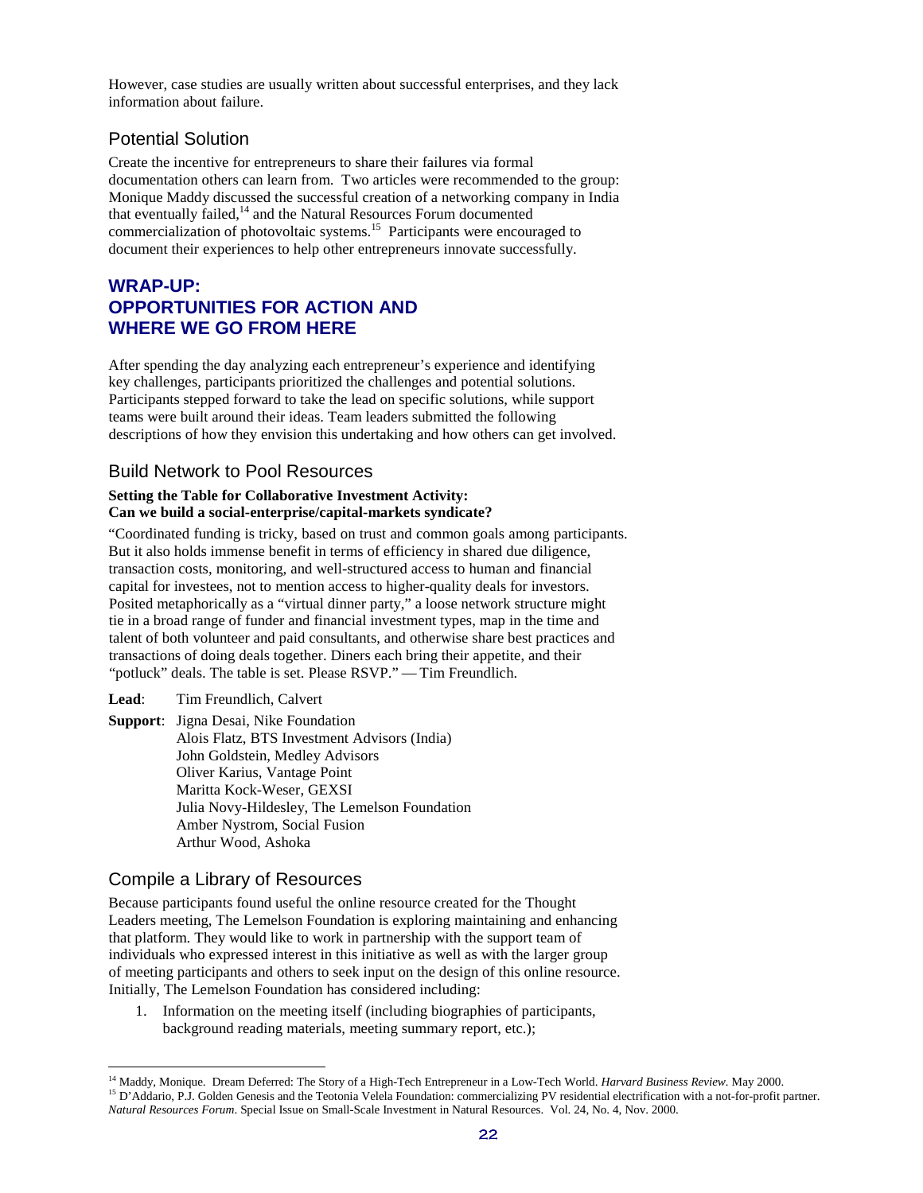However, case studies are usually written about successful enterprises, and they lack information about failure.

### Potential Solution

Create the incentive for entrepreneurs to share their failures via formal documentation others can learn from. Two articles were recommended to the group: Monique Maddy discussed the successful creation of a networking company in India that eventually failed,[14] and the Natural Resources Forum documented commercialization of photovoltaic systems.[15] Participants were encouraged to document their experiences to help other entrepreneurs innovate successfully.

## WRAP-UP: OPPORTUNITIES FOR ACTION AND WHERE WE GO FROM HERE

After spending the day analyzing each entrepreneur's experience and identifying key challenges, participants prioritized the challenges and potential solutions. Participants stepped forward to take the lead on specific solutions, while support teams were built around their ideas. Team leaders submitted the following descriptions of how they envision this undertaking and how others can get involved.

### Build Network to Pool Resources

**Setting the Table for Collaborative Investment Activity: Can we build a social-enterprise/capital-markets syndicate?**

"Coordinated funding is tricky, based on trust and common goals among participants. But it also holds immense benefit in terms of efficiency in shared due diligence, transaction costs, monitoring, and well-structured access to human and financial capital for investees, not to mention access to higher-quality deals for investors. Posited metaphorically as a "virtual dinner party," a loose network structure might tie in a broad range of funder and financial investment types, map in the time and talent of both volunteer and paid consultants, and otherwise share best practices and transactions of doing deals together. Diners each bring their appetite, and their "potluck" deals. The table is set. Please RSVP." — Tim Freundlich.

**Lead**: Tim Freundlich, Calvert

**Support**: Jigna Desai, Nike Foundation
Alois Flatz, BTS Investment Advisors (India)
John Goldstein, Medley Advisors
Oliver Karius, Vantage Point
Maritta Kock-Weser, GEXSI
Julia Novy-Hildesley, The Lemelson Foundation
Amber Nystrom, Social Fusion
Arthur Wood, Ashoka

### Compile a Library of Resources

Because participants found useful the online resource created for the Thought Leaders meeting, The Lemelson Foundation is exploring maintaining and enhancing that platform. They would like to work in partnership with the support team of individuals who expressed interest in this initiative as well as with the larger group of meeting participants and others to seek input on the design of this online resource. Initially, The Lemelson Foundation has considered including:

1. Information on the meeting itself (including biographies of participants, background reading materials, meeting summary report, etc.);

---

[14] Maddy, Monique. Dream Deferred: The Story of a High-Tech Entrepreneur in a Low-Tech World. *Harvard Business Review.* May 2000.

[15] D'Addario, P.J. Golden Genesis and the Teotonia Velela Foundation: commercializing PV residential electrification with a not-for-profit partner. *Natural Resources Forum*. Special Issue on Small-Scale Investment in Natural Resources. Vol. 24, No. 4, Nov. 2000.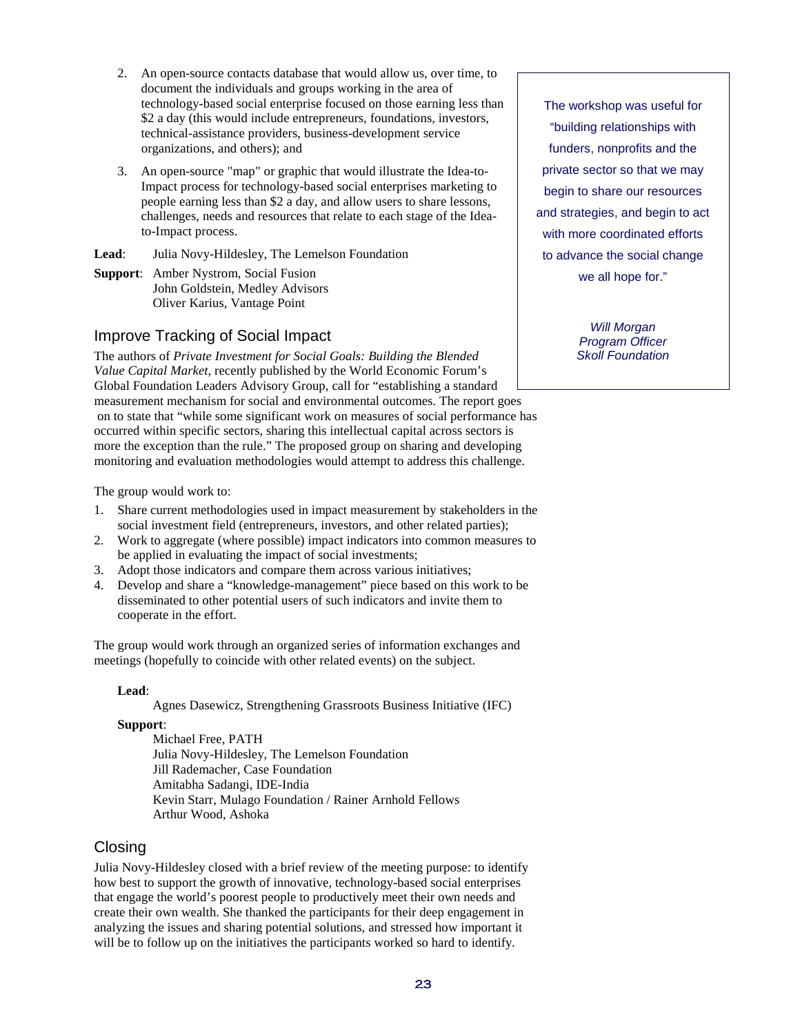2. An open-source contacts database that would allow us, over time, to document the individuals and groups working in the area of technology-based social enterprise focused on those earning less than $2 a day (this would include entrepreneurs, foundations, investors, technical-assistance providers, business-development service organizations, and others); and

3. An open-source "map" or graphic that would illustrate the Idea-to-Impact process for technology-based social enterprises marketing to people earning less than $2 a day, and allow users to share lessons, challenges, needs and resources that relate to each stage of the Idea-to-Impact process.

**Lead**: Julia Novy-Hildesley, The Lemelson Foundation

**Support**: Amber Nystrom, Social Fusion
John Goldstein, Medley Advisors
Oliver Karius, Vantage Point

> The workshop was useful for "building relationships with funders, nonprofits and the private sector so that we may begin to share our resources and strategies, and begin to act with more coordinated efforts to advance the social change we all hope for."
>
> *Will Morgan*
> *Program Officer*
> *Skoll Foundation*

## Improve Tracking of Social Impact

The authors of *Private Investment for Social Goals: Building the Blended Value Capital Market*, recently published by the World Economic Forum's Global Foundation Leaders Advisory Group, call for "establishing a standard measurement mechanism for social and environmental outcomes. The report goes on to state that "while some significant work on measures of social performance has occurred within specific sectors, sharing this intellectual capital across sectors is more the exception than the rule." The proposed group on sharing and developing monitoring and evaluation methodologies would attempt to address this challenge.

The group would work to:

1. Share current methodologies used in impact measurement by stakeholders in the social investment field (entrepreneurs, investors, and other related parties);
2. Work to aggregate (where possible) impact indicators into common measures to be applied in evaluating the impact of social investments;
3. Adopt those indicators and compare them across various initiatives;
4. Develop and share a "knowledge-management" piece based on this work to be disseminated to other potential users of such indicators and invite them to cooperate in the effort.

The group would work through an organized series of information exchanges and meetings (hopefully to coincide with other related events) on the subject.

**Lead**:

Agnes Dasewicz, Strengthening Grassroots Business Initiative (IFC)

**Support**:

Michael Free, PATH
Julia Novy-Hildesley, The Lemelson Foundation
Jill Rademacher, Case Foundation
Amitabha Sadangi, IDE-India
Kevin Starr, Mulago Foundation / Rainer Arnhold Fellows
Arthur Wood, Ashoka

## Closing

Julia Novy-Hildesley closed with a brief review of the meeting purpose: to identify how best to support the growth of innovative, technology-based social enterprises that engage the world's poorest people to productively meet their own needs and create their own wealth. She thanked the participants for their deep engagement in analyzing the issues and sharing potential solutions, and stressed how important it will be to follow up on the initiatives the participants worked so hard to identify.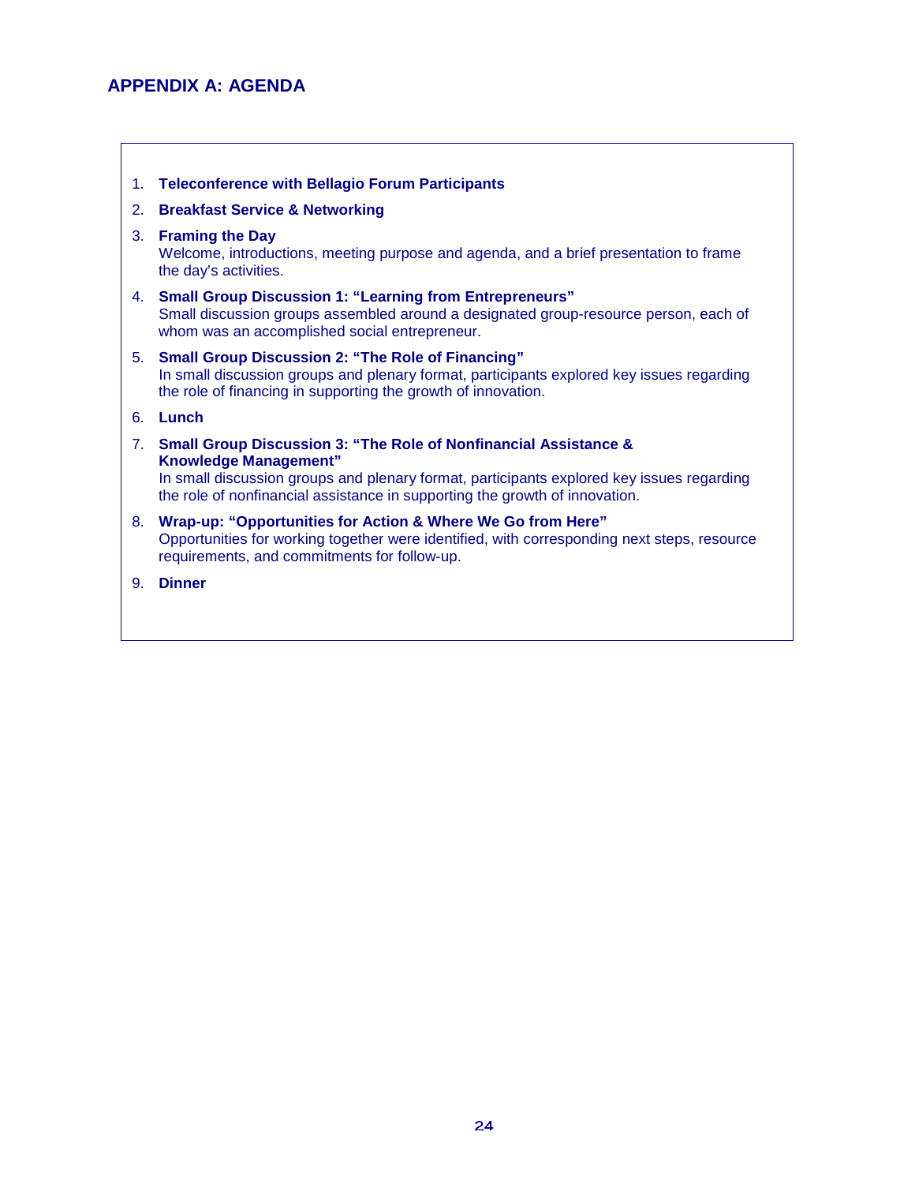## APPENDIX A: AGENDA

1. **Teleconference with Bellagio Forum Participants**
2. **Breakfast Service & Networking**
3. **Framing the Day**
   Welcome, introductions, meeting purpose and agenda, and a brief presentation to frame the day's activities.
4. **Small Group Discussion 1: "Learning from Entrepreneurs"**
   Small discussion groups assembled around a designated group-resource person, each of whom was an accomplished social entrepreneur.
5. **Small Group Discussion 2: "The Role of Financing"**
   In small discussion groups and plenary format, participants explored key issues regarding the role of financing in supporting the growth of innovation.
6. **Lunch**
7. **Small Group Discussion 3: "The Role of Nonfinancial Assistance & Knowledge Management"**
   In small discussion groups and plenary format, participants explored key issues regarding the role of nonfinancial assistance in supporting the growth of innovation.
8. **Wrap-up: "Opportunities for Action & Where We Go from Here"**
   Opportunities for working together were identified, with corresponding next steps, resource requirements, and commitments for follow-up.
9. **Dinner**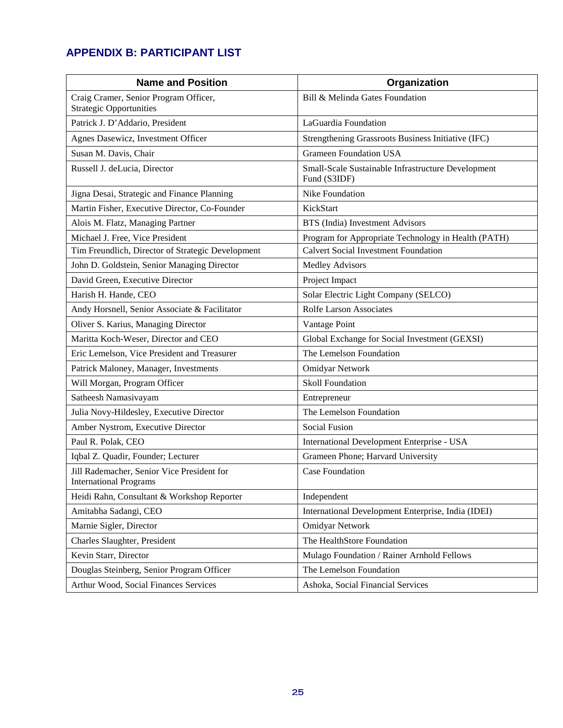## APPENDIX B: PARTICIPANT LIST

| Name and Position | Organization |
|---|---|
| Craig Cramer, Senior Program Officer, Strategic Opportunities | Bill & Melinda Gates Foundation |
| Patrick J. D'Addario, President | LaGuardia Foundation |
| Agnes Dasewicz, Investment Officer | Strengthening Grassroots Business Initiative (IFC) |
| Susan M. Davis, Chair | Grameen Foundation USA |
| Russell J. deLucia, Director | Small-Scale Sustainable Infrastructure Development Fund (S3IDF) |
| Jigna Desai, Strategic and Finance Planning | Nike Foundation |
| Martin Fisher, Executive Director, Co-Founder | KickStart |
| Alois M. Flatz, Managing Partner | BTS (India) Investment Advisors |
| Michael J. Free, Vice President | Program for Appropriate Technology in Health (PATH) |
| Tim Freundlich, Director of Strategic Development | Calvert Social Investment Foundation |
| John D. Goldstein, Senior Managing Director | Medley Advisors |
| David Green, Executive Director | Project Impact |
| Harish H. Hande, CEO | Solar Electric Light Company (SELCO) |
| Andy Horsnell, Senior Associate & Facilitator | Rolfe Larson Associates |
| Oliver S. Karius, Managing Director | Vantage Point |
| Maritta Koch-Weser, Director and CEO | Global Exchange for Social Investment (GEXSI) |
| Eric Lemelson, Vice President and Treasurer | The Lemelson Foundation |
| Patrick Maloney, Manager, Investments | Omidyar Network |
| Will Morgan, Program Officer | Skoll Foundation |
| Satheesh Namasivayam | Entrepreneur |
| Julia Novy-Hildesley, Executive Director | The Lemelson Foundation |
| Amber Nystrom, Executive Director | Social Fusion |
| Paul R. Polak, CEO | International Development Enterprise - USA |
| Iqbal Z. Quadir, Founder; Lecturer | Grameen Phone; Harvard University |
| Jill Rademacher, Senior Vice President for International Programs | Case Foundation |
| Heidi Rahn, Consultant & Workshop Reporter | Independent |
| Amitabha Sadangi, CEO | International Development Enterprise, India (IDEI) |
| Marnie Sigler, Director | Omidyar Network |
| Charles Slaughter, President | The HealthStore Foundation |
| Kevin Starr, Director | Mulago Foundation / Rainer Arnhold Fellows |
| Douglas Steinberg, Senior Program Officer | The Lemelson Foundation |
| Arthur Wood, Social Finances Services | Ashoka, Social Financial Services |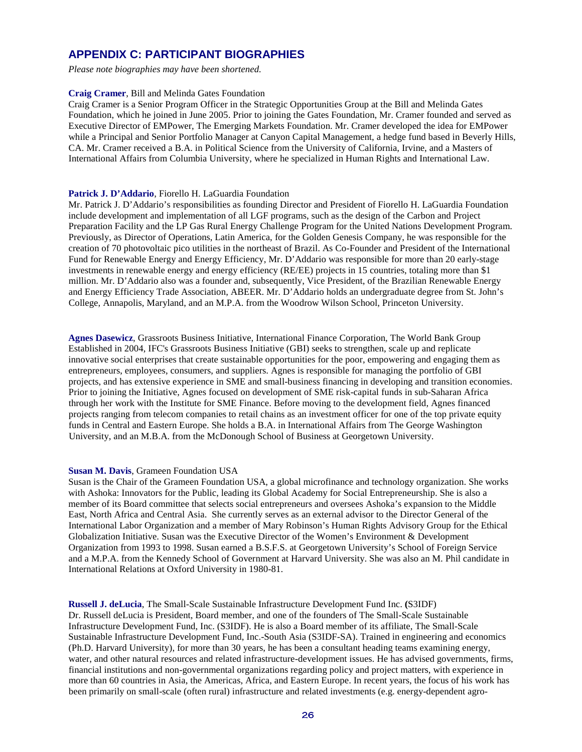## APPENDIX C: PARTICIPANT BIOGRAPHIES

*Please note biographies may have been shortened.*

**Craig Cramer**, Bill and Melinda Gates Foundation
Craig Cramer is a Senior Program Officer in the Strategic Opportunities Group at the Bill and Melinda Gates Foundation, which he joined in June 2005. Prior to joining the Gates Foundation, Mr. Cramer founded and served as Executive Director of EMPower, The Emerging Markets Foundation. Mr. Cramer developed the idea for EMPower while a Principal and Senior Portfolio Manager at Canyon Capital Management, a hedge fund based in Beverly Hills, CA. Mr. Cramer received a B.A. in Political Science from the University of California, Irvine, and a Masters of International Affairs from Columbia University, where he specialized in Human Rights and International Law.

**Patrick J. D'Addario**, Fiorello H. LaGuardia Foundation
Mr. Patrick J. D'Addario's responsibilities as founding Director and President of Fiorello H. LaGuardia Foundation include development and implementation of all LGF programs, such as the design of the Carbon and Project Preparation Facility and the LP Gas Rural Energy Challenge Program for the United Nations Development Program. Previously, as Director of Operations, Latin America, for the Golden Genesis Company, he was responsible for the creation of 70 photovoltaic pico utilities in the northeast of Brazil. As Co-Founder and President of the International Fund for Renewable Energy and Energy Efficiency, Mr. D'Addario was responsible for more than 20 early-stage investments in renewable energy and energy efficiency (RE/EE) projects in 15 countries, totaling more than $1 million. Mr. D'Addario also was a founder and, subsequently, Vice President, of the Brazilian Renewable Energy and Energy Efficiency Trade Association, ABEER. Mr. D'Addario holds an undergraduate degree from St. John's College, Annapolis, Maryland, and an M.P.A. from the Woodrow Wilson School, Princeton University.

**Agnes Dasewicz**, Grassroots Business Initiative, International Finance Corporation, The World Bank Group
Established in 2004, IFC's Grassroots Business Initiative (GBI) seeks to strengthen, scale up and replicate innovative social enterprises that create sustainable opportunities for the poor, empowering and engaging them as entrepreneurs, employees, consumers, and suppliers. Agnes is responsible for managing the portfolio of GBI projects, and has extensive experience in SME and small-business financing in developing and transition economies. Prior to joining the Initiative, Agnes focused on development of SME risk-capital funds in sub-Saharan Africa through her work with the Institute for SME Finance. Before moving to the development field, Agnes financed projects ranging from telecom companies to retail chains as an investment officer for one of the top private equity funds in Central and Eastern Europe. She holds a B.A. in International Affairs from The George Washington University, and an M.B.A. from the McDonough School of Business at Georgetown University.

**Susan M. Davis**, Grameen Foundation USA
Susan is the Chair of the Grameen Foundation USA, a global microfinance and technology organization. She works with Ashoka: Innovators for the Public, leading its Global Academy for Social Entrepreneurship. She is also a member of its Board committee that selects social entrepreneurs and oversees Ashoka's expansion to the Middle East, North Africa and Central Asia. She currently serves as an external advisor to the Director General of the International Labor Organization and a member of Mary Robinson's Human Rights Advisory Group for the Ethical Globalization Initiative. Susan was the Executive Director of the Women's Environment & Development Organization from 1993 to 1998. Susan earned a B.S.F.S. at Georgetown University's School of Foreign Service and a M.P.A. from the Kennedy School of Government at Harvard University. She was also an M. Phil candidate in International Relations at Oxford University in 1980-81.

**Russell J. deLucia**, The Small-Scale Sustainable Infrastructure Development Fund Inc. **(**S3IDF)
Dr. Russell deLucia is President, Board member, and one of the founders of The Small-Scale Sustainable Infrastructure Development Fund, Inc. (S3IDF). He is also a Board member of its affiliate, The Small-Scale Sustainable Infrastructure Development Fund, Inc.-South Asia (S3IDF-SA). Trained in engineering and economics (Ph.D. Harvard University), for more than 30 years, he has been a consultant heading teams examining energy, water, and other natural resources and related infrastructure-development issues. He has advised governments, firms, financial institutions and non-governmental organizations regarding policy and project matters, with experience in more than 60 countries in Asia, the Americas, Africa, and Eastern Europe. In recent years, the focus of his work has been primarily on small-scale (often rural) infrastructure and related investments (e.g. energy-dependent agro-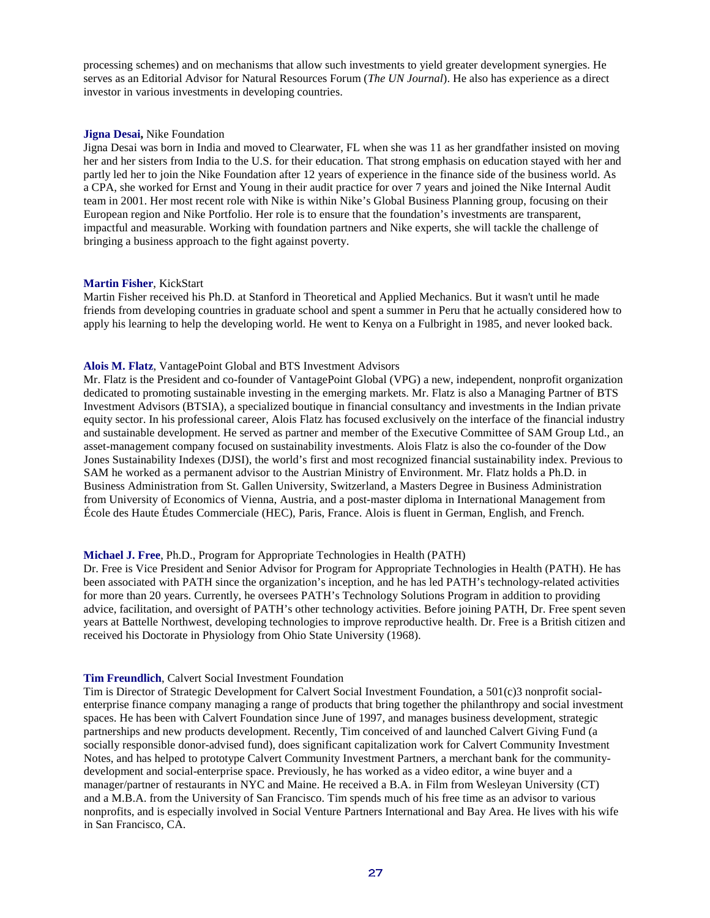processing schemes) and on mechanisms that allow such investments to yield greater development synergies. He serves as an Editorial Advisor for Natural Resources Forum (*The UN Journal*). He also has experience as a direct investor in various investments in developing countries.

**Jigna Desai,** Nike Foundation

Jigna Desai was born in India and moved to Clearwater, FL when she was 11 as her grandfather insisted on moving her and her sisters from India to the U.S. for their education. That strong emphasis on education stayed with her and partly led her to join the Nike Foundation after 12 years of experience in the finance side of the business world. As a CPA, she worked for Ernst and Young in their audit practice for over 7 years and joined the Nike Internal Audit team in 2001. Her most recent role with Nike is within Nike's Global Business Planning group, focusing on their European region and Nike Portfolio. Her role is to ensure that the foundation's investments are transparent, impactful and measurable. Working with foundation partners and Nike experts, she will tackle the challenge of bringing a business approach to the fight against poverty.

**Martin Fisher**, KickStart

Martin Fisher received his Ph.D. at Stanford in Theoretical and Applied Mechanics. But it wasn't until he made friends from developing countries in graduate school and spent a summer in Peru that he actually considered how to apply his learning to help the developing world. He went to Kenya on a Fulbright in 1985, and never looked back.

**Alois M. Flatz**, VantagePoint Global and BTS Investment Advisors

Mr. Flatz is the President and co-founder of VantagePoint Global (VPG) a new, independent, nonprofit organization dedicated to promoting sustainable investing in the emerging markets. Mr. Flatz is also a Managing Partner of BTS Investment Advisors (BTSIA), a specialized boutique in financial consultancy and investments in the Indian private equity sector. In his professional career, Alois Flatz has focused exclusively on the interface of the financial industry and sustainable development. He served as partner and member of the Executive Committee of SAM Group Ltd., an asset-management company focused on sustainability investments. Alois Flatz is also the co-founder of the Dow Jones Sustainability Indexes (DJSI), the world's first and most recognized financial sustainability index. Previous to SAM he worked as a permanent advisor to the Austrian Ministry of Environment. Mr. Flatz holds a Ph.D. in Business Administration from St. Gallen University, Switzerland, a Masters Degree in Business Administration from University of Economics of Vienna, Austria, and a post-master diploma in International Management from École des Haute Études Commerciale (HEC), Paris, France. Alois is fluent in German, English, and French.

**Michael J. Free**, Ph.D., Program for Appropriate Technologies in Health (PATH)

Dr. Free is Vice President and Senior Advisor for Program for Appropriate Technologies in Health (PATH). He has been associated with PATH since the organization's inception, and he has led PATH's technology-related activities for more than 20 years. Currently, he oversees PATH's Technology Solutions Program in addition to providing advice, facilitation, and oversight of PATH's other technology activities. Before joining PATH, Dr. Free spent seven years at Battelle Northwest, developing technologies to improve reproductive health. Dr. Free is a British citizen and received his Doctorate in Physiology from Ohio State University (1968).

**Tim Freundlich**, Calvert Social Investment Foundation

Tim is Director of Strategic Development for Calvert Social Investment Foundation, a 501(c)3 nonprofit social-enterprise finance company managing a range of products that bring together the philanthropy and social investment spaces. He has been with Calvert Foundation since June of 1997, and manages business development, strategic partnerships and new products development. Recently, Tim conceived of and launched Calvert Giving Fund (a socially responsible donor-advised fund), does significant capitalization work for Calvert Community Investment Notes, and has helped to prototype Calvert Community Investment Partners, a merchant bank for the community-development and social-enterprise space. Previously, he has worked as a video editor, a wine buyer and a manager/partner of restaurants in NYC and Maine. He received a B.A. in Film from Wesleyan University (CT) and a M.B.A. from the University of San Francisco. Tim spends much of his free time as an advisor to various nonprofits, and is especially involved in Social Venture Partners International and Bay Area. He lives with his wife in San Francisco, CA.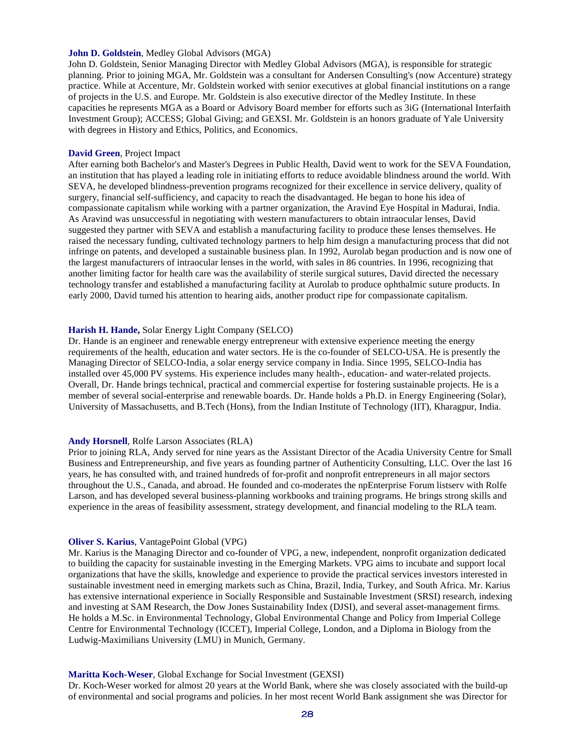**John D. Goldstein**, Medley Global Advisors (MGA)

John D. Goldstein, Senior Managing Director with Medley Global Advisors (MGA), is responsible for strategic planning. Prior to joining MGA, Mr. Goldstein was a consultant for Andersen Consulting's (now Accenture) strategy practice. While at Accenture, Mr. Goldstein worked with senior executives at global financial institutions on a range of projects in the U.S. and Europe. Mr. Goldstein is also executive director of the Medley Institute. In these capacities he represents MGA as a Board or Advisory Board member for efforts such as 3iG (International Interfaith Investment Group); ACCESS; Global Giving; and GEXSI. Mr. Goldstein is an honors graduate of Yale University with degrees in History and Ethics, Politics, and Economics.

**David Green**, Project Impact

After earning both Bachelor's and Master's Degrees in Public Health, David went to work for the SEVA Foundation, an institution that has played a leading role in initiating efforts to reduce avoidable blindness around the world. With SEVA, he developed blindness-prevention programs recognized for their excellence in service delivery, quality of surgery, financial self-sufficiency, and capacity to reach the disadvantaged. He began to hone his idea of compassionate capitalism while working with a partner organization, the Aravind Eye Hospital in Madurai, India. As Aravind was unsuccessful in negotiating with western manufacturers to obtain intraocular lenses, David suggested they partner with SEVA and establish a manufacturing facility to produce these lenses themselves. He raised the necessary funding, cultivated technology partners to help him design a manufacturing process that did not infringe on patents, and developed a sustainable business plan. In 1992, Aurolab began production and is now one of the largest manufacturers of intraocular lenses in the world, with sales in 86 countries. In 1996, recognizing that another limiting factor for health care was the availability of sterile surgical sutures, David directed the necessary technology transfer and established a manufacturing facility at Aurolab to produce ophthalmic suture products. In early 2000, David turned his attention to hearing aids, another product ripe for compassionate capitalism.

**Harish H. Hande,** Solar Energy Light Company (SELCO)

Dr. Hande is an engineer and renewable energy entrepreneur with extensive experience meeting the energy requirements of the health, education and water sectors. He is the co-founder of SELCO-USA. He is presently the Managing Director of SELCO-India, a solar energy service company in India. Since 1995, SELCO-India has installed over 45,000 PV systems. His experience includes many health-, education- and water-related projects. Overall, Dr. Hande brings technical, practical and commercial expertise for fostering sustainable projects. He is a member of several social-enterprise and renewable boards. Dr. Hande holds a Ph.D. in Energy Engineering (Solar), University of Massachusetts, and B.Tech (Hons), from the Indian Institute of Technology (IIT), Kharagpur, India.

**Andy Horsnell**, Rolfe Larson Associates (RLA)

Prior to joining RLA, Andy served for nine years as the Assistant Director of the Acadia University Centre for Small Business and Entrepreneurship, and five years as founding partner of Authenticity Consulting, LLC. Over the last 16 years, he has consulted with, and trained hundreds of for-profit and nonprofit entrepreneurs in all major sectors throughout the U.S., Canada, and abroad. He founded and co-moderates the npEnterprise Forum listserv with Rolfe Larson, and has developed several business-planning workbooks and training programs. He brings strong skills and experience in the areas of feasibility assessment, strategy development, and financial modeling to the RLA team.

**Oliver S. Karius**, VantagePoint Global (VPG)

Mr. Karius is the Managing Director and co-founder of VPG, a new, independent, nonprofit organization dedicated to building the capacity for sustainable investing in the Emerging Markets. VPG aims to incubate and support local organizations that have the skills, knowledge and experience to provide the practical services investors interested in sustainable investment need in emerging markets such as China, Brazil, India, Turkey, and South Africa. Mr. Karius has extensive international experience in Socially Responsible and Sustainable Investment (SRSI) research, indexing and investing at SAM Research, the Dow Jones Sustainability Index (DJSI), and several asset-management firms. He holds a M.Sc. in Environmental Technology, Global Environmental Change and Policy from Imperial College Centre for Environmental Technology (ICCET), Imperial College, London, and a Diploma in Biology from the Ludwig-Maximilians University (LMU) in Munich, Germany.

**Maritta Koch-Weser**, Global Exchange for Social Investment (GEXSI)

Dr. Koch-Weser worked for almost 20 years at the World Bank, where she was closely associated with the build-up of environmental and social programs and policies. In her most recent World Bank assignment she was Director for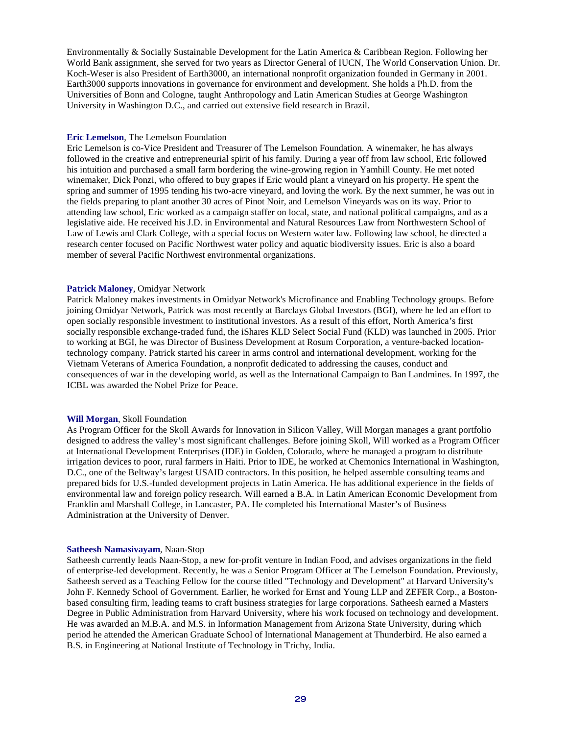Environmentally & Socially Sustainable Development for the Latin America & Caribbean Region. Following her World Bank assignment, she served for two years as Director General of IUCN, The World Conservation Union. Dr. Koch-Weser is also President of Earth3000, an international nonprofit organization founded in Germany in 2001. Earth3000 supports innovations in governance for environment and development. She holds a Ph.D. from the Universities of Bonn and Cologne, taught Anthropology and Latin American Studies at George Washington University in Washington D.C., and carried out extensive field research in Brazil.

**Eric Lemelson**, The Lemelson Foundation
Eric Lemelson is co-Vice President and Treasurer of The Lemelson Foundation. A winemaker, he has always followed in the creative and entrepreneurial spirit of his family. During a year off from law school, Eric followed his intuition and purchased a small farm bordering the wine-growing region in Yamhill County. He met noted winemaker, Dick Ponzi, who offered to buy grapes if Eric would plant a vineyard on his property. He spent the spring and summer of 1995 tending his two-acre vineyard, and loving the work. By the next summer, he was out in the fields preparing to plant another 30 acres of Pinot Noir, and Lemelson Vineyards was on its way. Prior to attending law school, Eric worked as a campaign staffer on local, state, and national political campaigns, and as a legislative aide. He received his J.D. in Environmental and Natural Resources Law from Northwestern School of Law of Lewis and Clark College, with a special focus on Western water law. Following law school, he directed a research center focused on Pacific Northwest water policy and aquatic biodiversity issues. Eric is also a board member of several Pacific Northwest environmental organizations.

**Patrick Maloney**, Omidyar Network
Patrick Maloney makes investments in Omidyar Network's Microfinance and Enabling Technology groups. Before joining Omidyar Network, Patrick was most recently at Barclays Global Investors (BGI), where he led an effort to open socially responsible investment to institutional investors. As a result of this effort, North America's first socially responsible exchange-traded fund, the iShares KLD Select Social Fund (KLD) was launched in 2005. Prior to working at BGI, he was Director of Business Development at Rosum Corporation, a venture-backed location-technology company. Patrick started his career in arms control and international development, working for the Vietnam Veterans of America Foundation, a nonprofit dedicated to addressing the causes, conduct and consequences of war in the developing world, as well as the International Campaign to Ban Landmines. In 1997, the ICBL was awarded the Nobel Prize for Peace.

**Will Morgan**, Skoll Foundation
As Program Officer for the Skoll Awards for Innovation in Silicon Valley, Will Morgan manages a grant portfolio designed to address the valley's most significant challenges. Before joining Skoll, Will worked as a Program Officer at International Development Enterprises (IDE) in Golden, Colorado, where he managed a program to distribute irrigation devices to poor, rural farmers in Haiti. Prior to IDE, he worked at Chemonics International in Washington, D.C., one of the Beltway's largest USAID contractors. In this position, he helped assemble consulting teams and prepared bids for U.S.-funded development projects in Latin America. He has additional experience in the fields of environmental law and foreign policy research. Will earned a B.A. in Latin American Economic Development from Franklin and Marshall College, in Lancaster, PA. He completed his International Master's of Business Administration at the University of Denver.

**Satheesh Namasivayam**, Naan-Stop
Satheesh currently leads Naan-Stop, a new for-profit venture in Indian Food, and advises organizations in the field of enterprise-led development. Recently, he was a Senior Program Officer at The Lemelson Foundation. Previously, Satheesh served as a Teaching Fellow for the course titled "Technology and Development" at Harvard University's John F. Kennedy School of Government. Earlier, he worked for Ernst and Young LLP and ZEFER Corp., a Boston-based consulting firm, leading teams to craft business strategies for large corporations. Satheesh earned a Masters Degree in Public Administration from Harvard University, where his work focused on technology and development. He was awarded an M.B.A. and M.S. in Information Management from Arizona State University, during which period he attended the American Graduate School of International Management at Thunderbird. He also earned a B.S. in Engineering at National Institute of Technology in Trichy, India.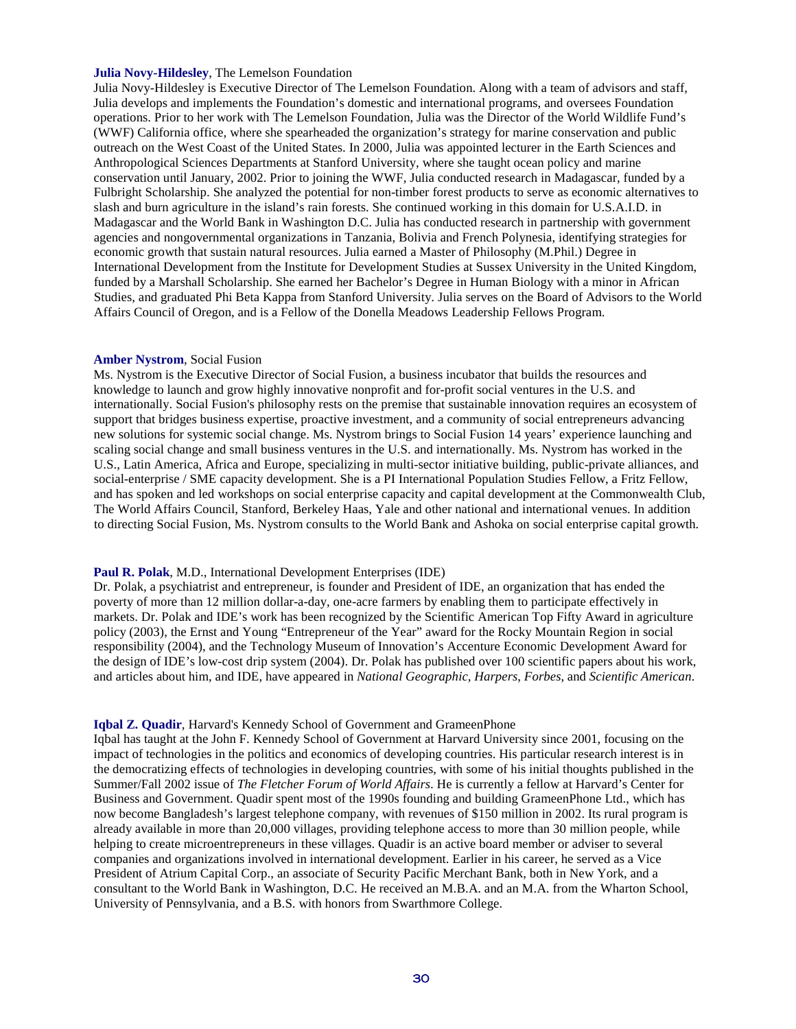**Julia Novy-Hildesley**, The Lemelson Foundation

Julia Novy-Hildesley is Executive Director of The Lemelson Foundation. Along with a team of advisors and staff, Julia develops and implements the Foundation's domestic and international programs, and oversees Foundation operations. Prior to her work with The Lemelson Foundation, Julia was the Director of the World Wildlife Fund's (WWF) California office, where she spearheaded the organization's strategy for marine conservation and public outreach on the West Coast of the United States. In 2000, Julia was appointed lecturer in the Earth Sciences and Anthropological Sciences Departments at Stanford University, where she taught ocean policy and marine conservation until January, 2002. Prior to joining the WWF, Julia conducted research in Madagascar, funded by a Fulbright Scholarship. She analyzed the potential for non-timber forest products to serve as economic alternatives to slash and burn agriculture in the island's rain forests. She continued working in this domain for U.S.A.I.D. in Madagascar and the World Bank in Washington D.C. Julia has conducted research in partnership with government agencies and nongovernmental organizations in Tanzania, Bolivia and French Polynesia, identifying strategies for economic growth that sustain natural resources. Julia earned a Master of Philosophy (M.Phil.) Degree in International Development from the Institute for Development Studies at Sussex University in the United Kingdom, funded by a Marshall Scholarship. She earned her Bachelor's Degree in Human Biology with a minor in African Studies, and graduated Phi Beta Kappa from Stanford University. Julia serves on the Board of Advisors to the World Affairs Council of Oregon, and is a Fellow of the Donella Meadows Leadership Fellows Program.

**Amber Nystrom**, Social Fusion

Ms. Nystrom is the Executive Director of Social Fusion, a business incubator that builds the resources and knowledge to launch and grow highly innovative nonprofit and for-profit social ventures in the U.S. and internationally. Social Fusion's philosophy rests on the premise that sustainable innovation requires an ecosystem of support that bridges business expertise, proactive investment, and a community of social entrepreneurs advancing new solutions for systemic social change. Ms. Nystrom brings to Social Fusion 14 years' experience launching and scaling social change and small business ventures in the U.S. and internationally. Ms. Nystrom has worked in the U.S., Latin America, Africa and Europe, specializing in multi-sector initiative building, public-private alliances, and social-enterprise / SME capacity development. She is a PI International Population Studies Fellow, a Fritz Fellow, and has spoken and led workshops on social enterprise capacity and capital development at the Commonwealth Club, The World Affairs Council, Stanford, Berkeley Haas, Yale and other national and international venues. In addition to directing Social Fusion, Ms. Nystrom consults to the World Bank and Ashoka on social enterprise capital growth.

**Paul R. Polak**, M.D., International Development Enterprises (IDE)

Dr. Polak, a psychiatrist and entrepreneur, is founder and President of IDE, an organization that has ended the poverty of more than 12 million dollar-a-day, one-acre farmers by enabling them to participate effectively in markets. Dr. Polak and IDE's work has been recognized by the Scientific American Top Fifty Award in agriculture policy (2003), the Ernst and Young "Entrepreneur of the Year" award for the Rocky Mountain Region in social responsibility (2004), and the Technology Museum of Innovation's Accenture Economic Development Award for the design of IDE's low-cost drip system (2004). Dr. Polak has published over 100 scientific papers about his work, and articles about him, and IDE, have appeared in *National Geographic*, *Harpers*, *Forbes*, and *Scientific American*.

**Iqbal Z. Quadir**, Harvard's Kennedy School of Government and GrameenPhone

Iqbal has taught at the John F. Kennedy School of Government at Harvard University since 2001, focusing on the impact of technologies in the politics and economics of developing countries. His particular research interest is in the democratizing effects of technologies in developing countries, with some of his initial thoughts published in the Summer/Fall 2002 issue of *The Fletcher Forum of World Affairs*. He is currently a fellow at Harvard's Center for Business and Government. Quadir spent most of the 1990s founding and building GrameenPhone Ltd., which has now become Bangladesh's largest telephone company, with revenues of $150 million in 2002. Its rural program is already available in more than 20,000 villages, providing telephone access to more than 30 million people, while helping to create microentrepreneurs in these villages. Quadir is an active board member or adviser to several companies and organizations involved in international development. Earlier in his career, he served as a Vice President of Atrium Capital Corp., an associate of Security Pacific Merchant Bank, both in New York, and a consultant to the World Bank in Washington, D.C. He received an M.B.A. and an M.A. from the Wharton School, University of Pennsylvania, and a B.S. with honors from Swarthmore College.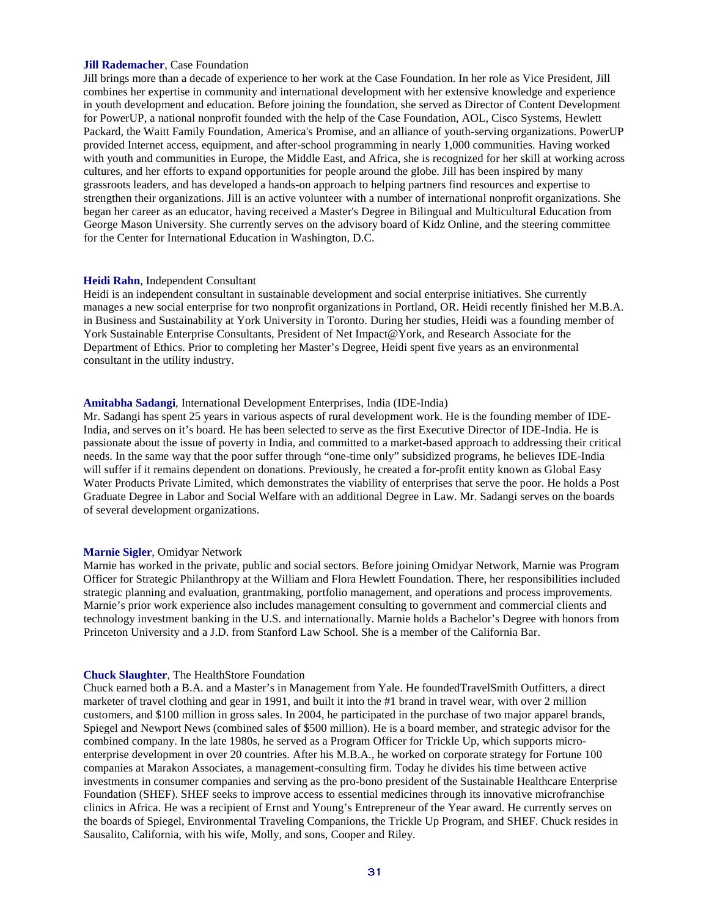**Jill Rademacher**, Case Foundation

Jill brings more than a decade of experience to her work at the Case Foundation. In her role as Vice President, Jill combines her expertise in community and international development with her extensive knowledge and experience in youth development and education. Before joining the foundation, she served as Director of Content Development for PowerUP, a national nonprofit founded with the help of the Case Foundation, AOL, Cisco Systems, Hewlett Packard, the Waitt Family Foundation, America's Promise, and an alliance of youth-serving organizations. PowerUP provided Internet access, equipment, and after-school programming in nearly 1,000 communities. Having worked with youth and communities in Europe, the Middle East, and Africa, she is recognized for her skill at working across cultures, and her efforts to expand opportunities for people around the globe. Jill has been inspired by many grassroots leaders, and has developed a hands-on approach to helping partners find resources and expertise to strengthen their organizations. Jill is an active volunteer with a number of international nonprofit organizations. She began her career as an educator, having received a Master's Degree in Bilingual and Multicultural Education from George Mason University. She currently serves on the advisory board of Kidz Online, and the steering committee for the Center for International Education in Washington, D.C.

**Heidi Rahn**, Independent Consultant

Heidi is an independent consultant in sustainable development and social enterprise initiatives. She currently manages a new social enterprise for two nonprofit organizations in Portland, OR. Heidi recently finished her M.B.A. in Business and Sustainability at York University in Toronto. During her studies, Heidi was a founding member of York Sustainable Enterprise Consultants, President of Net Impact@York, and Research Associate for the Department of Ethics. Prior to completing her Master's Degree, Heidi spent five years as an environmental consultant in the utility industry.

**Amitabha Sadangi**, International Development Enterprises, India (IDE-India)

Mr. Sadangi has spent 25 years in various aspects of rural development work. He is the founding member of IDE-India, and serves on it's board. He has been selected to serve as the first Executive Director of IDE-India. He is passionate about the issue of poverty in India, and committed to a market-based approach to addressing their critical needs. In the same way that the poor suffer through "one-time only" subsidized programs, he believes IDE-India will suffer if it remains dependent on donations. Previously, he created a for-profit entity known as Global Easy Water Products Private Limited, which demonstrates the viability of enterprises that serve the poor. He holds a Post Graduate Degree in Labor and Social Welfare with an additional Degree in Law. Mr. Sadangi serves on the boards of several development organizations.

**Marnie Sigler**, Omidyar Network

Marnie has worked in the private, public and social sectors. Before joining Omidyar Network, Marnie was Program Officer for Strategic Philanthropy at the William and Flora Hewlett Foundation. There, her responsibilities included strategic planning and evaluation, grantmaking, portfolio management, and operations and process improvements. Marnie's prior work experience also includes management consulting to government and commercial clients and technology investment banking in the U.S. and internationally. Marnie holds a Bachelor's Degree with honors from Princeton University and a J.D. from Stanford Law School. She is a member of the California Bar.

**Chuck Slaughter**, The HealthStore Foundation

Chuck earned both a B.A. and a Master's in Management from Yale. He foundedTravelSmith Outfitters, a direct marketer of travel clothing and gear in 1991, and built it into the #1 brand in travel wear, with over 2 million customers, and $100 million in gross sales. In 2004, he participated in the purchase of two major apparel brands, Spiegel and Newport News (combined sales of $500 million). He is a board member, and strategic advisor for the combined company. In the late 1980s, he served as a Program Officer for Trickle Up, which supports micro-enterprise development in over 20 countries. After his M.B.A., he worked on corporate strategy for Fortune 100 companies at Marakon Associates, a management-consulting firm. Today he divides his time between active investments in consumer companies and serving as the pro-bono president of the Sustainable Healthcare Enterprise Foundation (SHEF). SHEF seeks to improve access to essential medicines through its innovative microfranchise clinics in Africa. He was a recipient of Ernst and Young's Entrepreneur of the Year award. He currently serves on the boards of Spiegel, Environmental Traveling Companions, the Trickle Up Program, and SHEF. Chuck resides in Sausalito, California, with his wife, Molly, and sons, Cooper and Riley.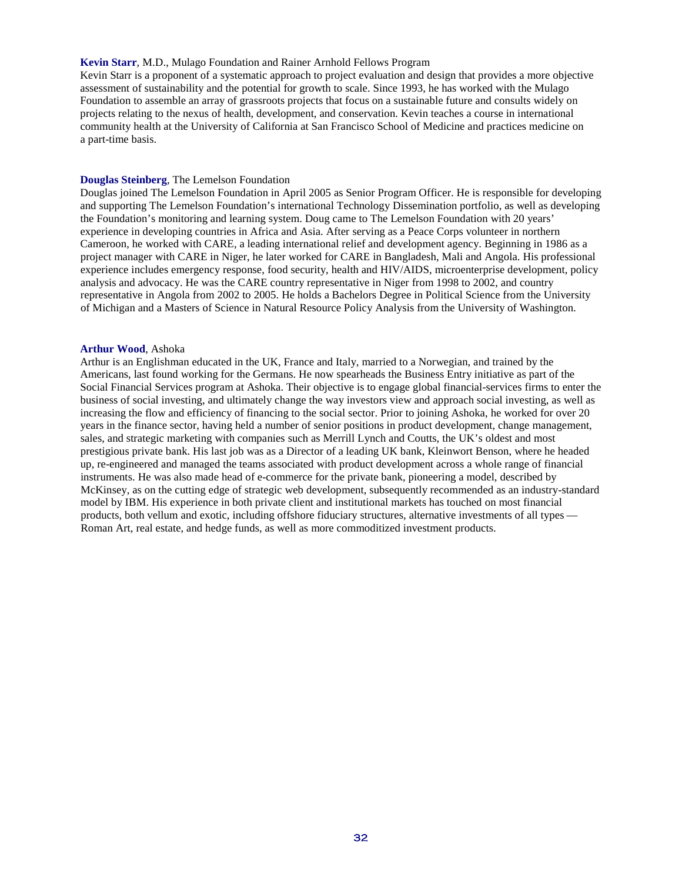**Kevin Starr**, M.D., Mulago Foundation and Rainer Arnhold Fellows Program

Kevin Starr is a proponent of a systematic approach to project evaluation and design that provides a more objective assessment of sustainability and the potential for growth to scale. Since 1993, he has worked with the Mulago Foundation to assemble an array of grassroots projects that focus on a sustainable future and consults widely on projects relating to the nexus of health, development, and conservation. Kevin teaches a course in international community health at the University of California at San Francisco School of Medicine and practices medicine on a part-time basis.

**Douglas Steinberg**, The Lemelson Foundation

Douglas joined The Lemelson Foundation in April 2005 as Senior Program Officer. He is responsible for developing and supporting The Lemelson Foundation's international Technology Dissemination portfolio, as well as developing the Foundation's monitoring and learning system. Doug came to The Lemelson Foundation with 20 years' experience in developing countries in Africa and Asia. After serving as a Peace Corps volunteer in northern Cameroon, he worked with CARE, a leading international relief and development agency. Beginning in 1986 as a project manager with CARE in Niger, he later worked for CARE in Bangladesh, Mali and Angola. His professional experience includes emergency response, food security, health and HIV/AIDS, microenterprise development, policy analysis and advocacy. He was the CARE country representative in Niger from 1998 to 2002, and country representative in Angola from 2002 to 2005. He holds a Bachelors Degree in Political Science from the University of Michigan and a Masters of Science in Natural Resource Policy Analysis from the University of Washington.

**Arthur Wood**, Ashoka

Arthur is an Englishman educated in the UK, France and Italy, married to a Norwegian, and trained by the Americans, last found working for the Germans. He now spearheads the Business Entry initiative as part of the Social Financial Services program at Ashoka. Their objective is to engage global financial-services firms to enter the business of social investing, and ultimately change the way investors view and approach social investing, as well as increasing the flow and efficiency of financing to the social sector. Prior to joining Ashoka, he worked for over 20 years in the finance sector, having held a number of senior positions in product development, change management, sales, and strategic marketing with companies such as Merrill Lynch and Coutts, the UK's oldest and most prestigious private bank. His last job was as a Director of a leading UK bank, Kleinwort Benson, where he headed up, re-engineered and managed the teams associated with product development across a whole range of financial instruments. He was also made head of e-commerce for the private bank, pioneering a model, described by McKinsey, as on the cutting edge of strategic web development, subsequently recommended as an industry-standard model by IBM. His experience in both private client and institutional markets has touched on most financial products, both vellum and exotic, including offshore fiduciary structures, alternative investments of all types — Roman Art, real estate, and hedge funds, as well as more commoditized investment products.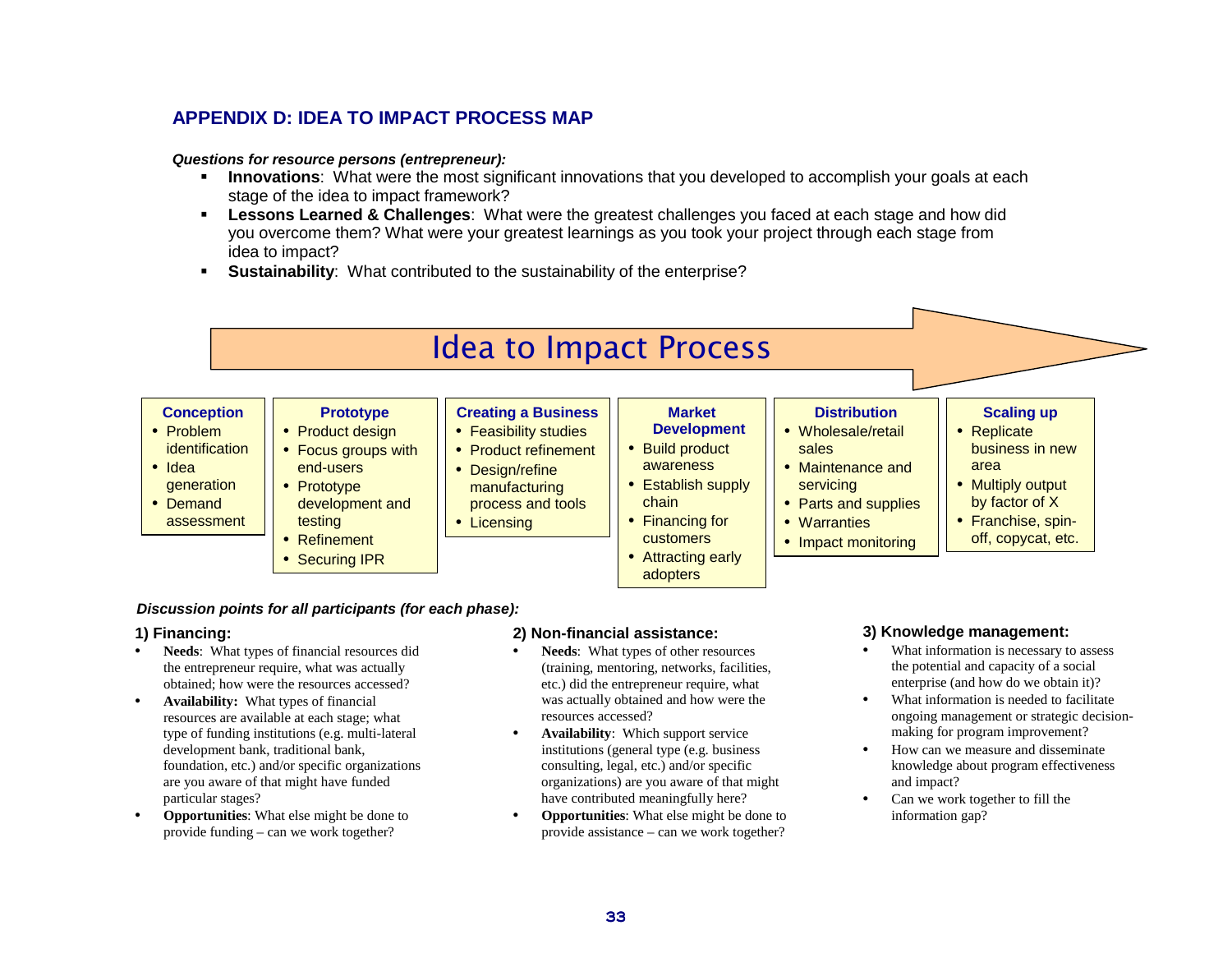## APPENDIX D: IDEA TO IMPACT PROCESS MAP

***Questions for resource persons (entrepreneur):***

- **Innovations**: What were the most significant innovations that you developed to accomplish your goals at each stage of the idea to impact framework?
- **Lessons Learned & Challenges**: What were the greatest challenges you faced at each stage and how did you overcome them? What were your greatest learnings as you took your project through each stage from idea to impact?
- **Sustainability**: What contributed to the sustainability of the enterprise?

### Idea to Impact Process

| Conception | Prototype | Creating a Business | Market Development | Distribution | Scaling up |
|---|---|---|---|---|---|
| • Problem identification<br>• Idea generation<br>• Demand assessment | • Product design<br>• Focus groups with end-users<br>• Prototype development and testing<br>• Refinement<br>• Securing IPR | • Feasibility studies<br>• Product refinement<br>• Design/refine manufacturing process and tools<br>• Licensing | • Build product awareness<br>• Establish supply chain<br>• Financing for customers<br>• Attracting early adopters | • Wholesale/retail sales<br>• Maintenance and servicing<br>• Parts and supplies<br>• Warranties<br>• Impact monitoring | • Replicate business in new area<br>• Multiply output by factor of X<br>• Franchise, spin-off, copycat, etc. |

***Discussion points for all participants (for each phase):***

**1) Financing:**

- **Needs**: What types of financial resources did the entrepreneur require, what was actually obtained; how were the resources accessed?
- **Availability:** What types of financial resources are available at each stage; what type of funding institutions (e.g. multi-lateral development bank, traditional bank, foundation, etc.) and/or specific organizations are you aware of that might have funded particular stages?
- **Opportunities**: What else might be done to provide funding – can we work together?

**2) Non-financial assistance:**

- **Needs**: What types of other resources (training, mentoring, networks, facilities, etc.) did the entrepreneur require, what was actually obtained and how were the resources accessed?
- **Availability**: Which support service institutions (general type (e.g. business consulting, legal, etc.) and/or specific organizations) are you aware of that might have contributed meaningfully here?
- **Opportunities**: What else might be done to provide assistance – can we work together?

**3) Knowledge management:**

- What information is necessary to assess the potential and capacity of a social enterprise (and how do we obtain it)?
- What information is needed to facilitate ongoing management or strategic decision-making for program improvement?
- How can we measure and disseminate knowledge about program effectiveness and impact?
- Can we work together to fill the information gap?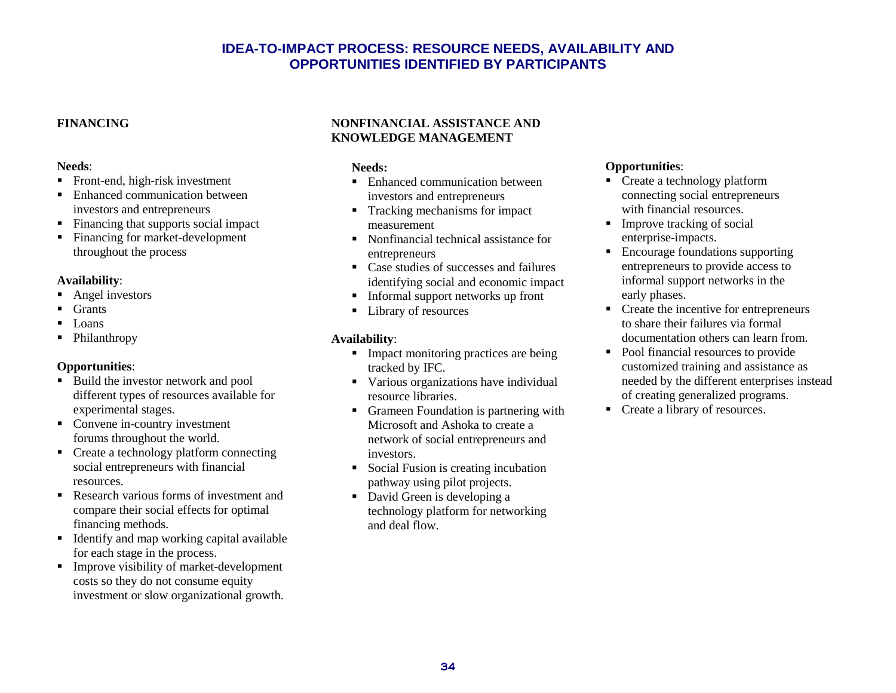# IDEA-TO-IMPACT PROCESS: RESOURCE NEEDS, AVAILABILITY AND OPPORTUNITIES IDENTIFIED BY PARTICIPANTS

## FINANCING

**Needs**:

- Front-end, high-risk investment
- Enhanced communication between investors and entrepreneurs
- Financing that supports social impact
- Financing for market-development throughout the process

**Availability**:

- Angel investors
- Grants
- Loans
- Philanthropy

**Opportunities**:

- Build the investor network and pool different types of resources available for experimental stages.
- Convene in-country investment forums throughout the world.
- Create a technology platform connecting social entrepreneurs with financial resources.
- Research various forms of investment and compare their social effects for optimal financing methods.
- Identify and map working capital available for each stage in the process.
- Improve visibility of market-development costs so they do not consume equity investment or slow organizational growth.

## NONFINANCIAL ASSISTANCE AND KNOWLEDGE MANAGEMENT

**Needs:**

- Enhanced communication between investors and entrepreneurs
- Tracking mechanisms for impact measurement
- Nonfinancial technical assistance for entrepreneurs
- Case studies of successes and failures identifying social and economic impact
- Informal support networks up front
- Library of resources

**Availability**:

- Impact monitoring practices are being tracked by IFC.
- Various organizations have individual resource libraries.
- Grameen Foundation is partnering with Microsoft and Ashoka to create a network of social entrepreneurs and investors.
- Social Fusion is creating incubation pathway using pilot projects.
- David Green is developing a technology platform for networking and deal flow.

**Opportunities**:

- Create a technology platform connecting social entrepreneurs with financial resources.
- Improve tracking of social enterprise-impacts.
- Encourage foundations supporting entrepreneurs to provide access to informal support networks in the early phases.
- Create the incentive for entrepreneurs to share their failures via formal documentation others can learn from.
- Pool financial resources to provide customized training and assistance as needed by the different enterprises instead of creating generalized programs.
- Create a library of resources.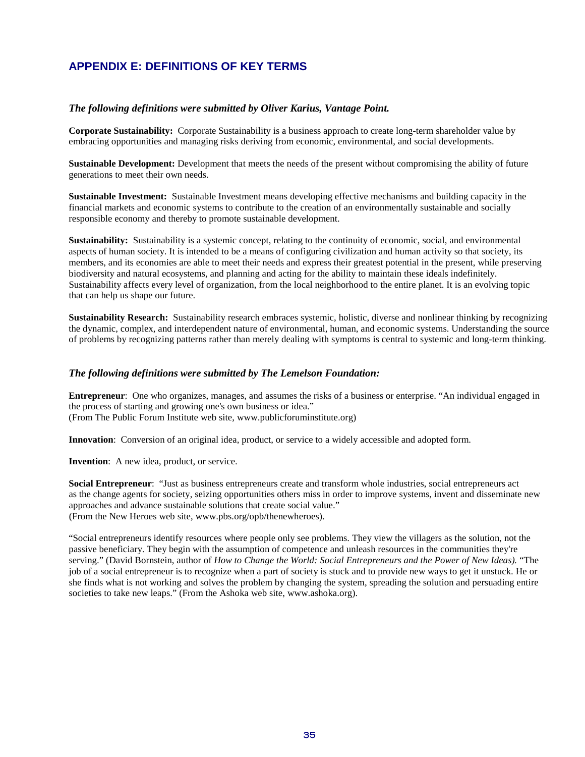## APPENDIX E: DEFINITIONS OF KEY TERMS

### *The following definitions were submitted by Oliver Karius, Vantage Point.*

**Corporate Sustainability:** Corporate Sustainability is a business approach to create long-term shareholder value by embracing opportunities and managing risks deriving from economic, environmental, and social developments.

**Sustainable Development:** Development that meets the needs of the present without compromising the ability of future generations to meet their own needs.

**Sustainable Investment:** Sustainable Investment means developing effective mechanisms and building capacity in the financial markets and economic systems to contribute to the creation of an environmentally sustainable and socially responsible economy and thereby to promote sustainable development.

**Sustainability:** Sustainability is a systemic concept, relating to the continuity of economic, social, and environmental aspects of human society. It is intended to be a means of configuring civilization and human activity so that society, its members, and its economies are able to meet their needs and express their greatest potential in the present, while preserving biodiversity and natural ecosystems, and planning and acting for the ability to maintain these ideals indefinitely. Sustainability affects every level of organization, from the local neighborhood to the entire planet. It is an evolving topic that can help us shape our future.

**Sustainability Research:** Sustainability research embraces systemic, holistic, diverse and nonlinear thinking by recognizing the dynamic, complex, and interdependent nature of environmental, human, and economic systems. Understanding the source of problems by recognizing patterns rather than merely dealing with symptoms is central to systemic and long-term thinking.

### *The following definitions were submitted by The Lemelson Foundation:*

**Entrepreneur**: One who organizes, manages, and assumes the risks of a business or enterprise. "An individual engaged in the process of starting and growing one's own business or idea."
(From The Public Forum Institute web site, www.publicforuminstitute.org)

**Innovation**: Conversion of an original idea, product, or service to a widely accessible and adopted form.

**Invention**: A new idea, product, or service.

**Social Entrepreneur**: "Just as business entrepreneurs create and transform whole industries, social entrepreneurs act as the change agents for society, seizing opportunities others miss in order to improve systems, invent and disseminate new approaches and advance sustainable solutions that create social value."
(From the New Heroes web site, www.pbs.org/opb/thenewheroes).

"Social entrepreneurs identify resources where people only see problems. They view the villagers as the solution, not the passive beneficiary. They begin with the assumption of competence and unleash resources in the communities they're serving." (David Bornstein, author of *How to Change the World: Social Entrepreneurs and the Power of New Ideas).* "The job of a social entrepreneur is to recognize when a part of society is stuck and to provide new ways to get it unstuck. He or she finds what is not working and solves the problem by changing the system, spreading the solution and persuading entire societies to take new leaps." (From the Ashoka web site, www.ashoka.org).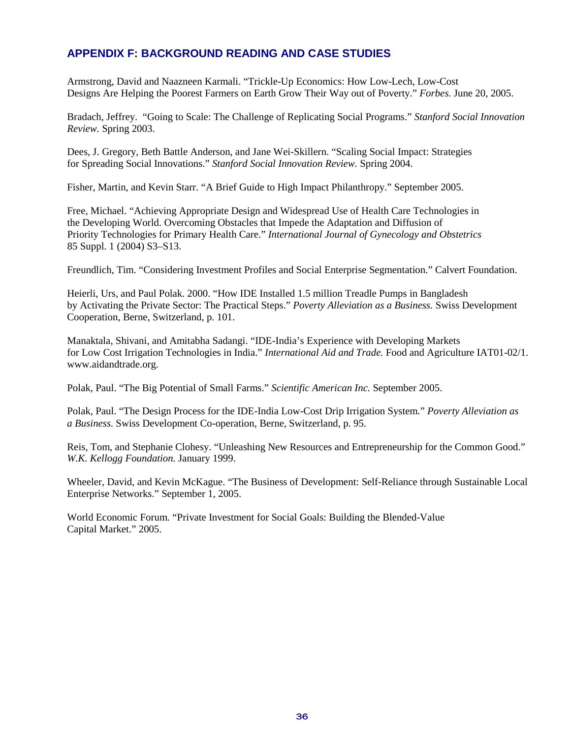## APPENDIX F: BACKGROUND READING AND CASE STUDIES

Armstrong, David and Naazneen Karmali. "Trickle-Up Economics: How Low-Lech, Low-Cost Designs Are Helping the Poorest Farmers on Earth Grow Their Way out of Poverty." *Forbes.* June 20, 2005.

Bradach, Jeffrey. "Going to Scale: The Challenge of Replicating Social Programs." *Stanford Social Innovation Review.* Spring 2003.

Dees, J. Gregory, Beth Battle Anderson, and Jane Wei-Skillern. "Scaling Social Impact: Strategies for Spreading Social Innovations." *Stanford Social Innovation Review.* Spring 2004.

Fisher, Martin, and Kevin Starr. "A Brief Guide to High Impact Philanthropy." September 2005.

Free, Michael. "Achieving Appropriate Design and Widespread Use of Health Care Technologies in the Developing World. Overcoming Obstacles that Impede the Adaptation and Diffusion of Priority Technologies for Primary Health Care." *International Journal of Gynecology and Obstetrics* 85 Suppl. 1 (2004) S3–S13.

Freundlich, Tim. "Considering Investment Profiles and Social Enterprise Segmentation." Calvert Foundation.

Heierli, Urs, and Paul Polak. 2000. "How IDE Installed 1.5 million Treadle Pumps in Bangladesh by Activating the Private Sector: The Practical Steps." *Poverty Alleviation as a Business.* Swiss Development Cooperation, Berne, Switzerland, p. 101.

Manaktala, Shivani, and Amitabha Sadangi. "IDE-India's Experience with Developing Markets for Low Cost Irrigation Technologies in India." *International Aid and Trade.* Food and Agriculture IAT01-02/1. www.aidandtrade.org.

Polak, Paul. "The Big Potential of Small Farms." *Scientific American Inc.* September 2005.

Polak, Paul. "The Design Process for the IDE-India Low-Cost Drip Irrigation System." *Poverty Alleviation as a Business.* Swiss Development Co-operation, Berne, Switzerland, p. 95.

Reis, Tom, and Stephanie Clohesy. "Unleashing New Resources and Entrepreneurship for the Common Good." *W.K. Kellogg Foundation.* January 1999.

Wheeler, David, and Kevin McKague. "The Business of Development: Self-Reliance through Sustainable Local Enterprise Networks." September 1, 2005.

World Economic Forum. "Private Investment for Social Goals: Building the Blended-Value Capital Market." 2005.